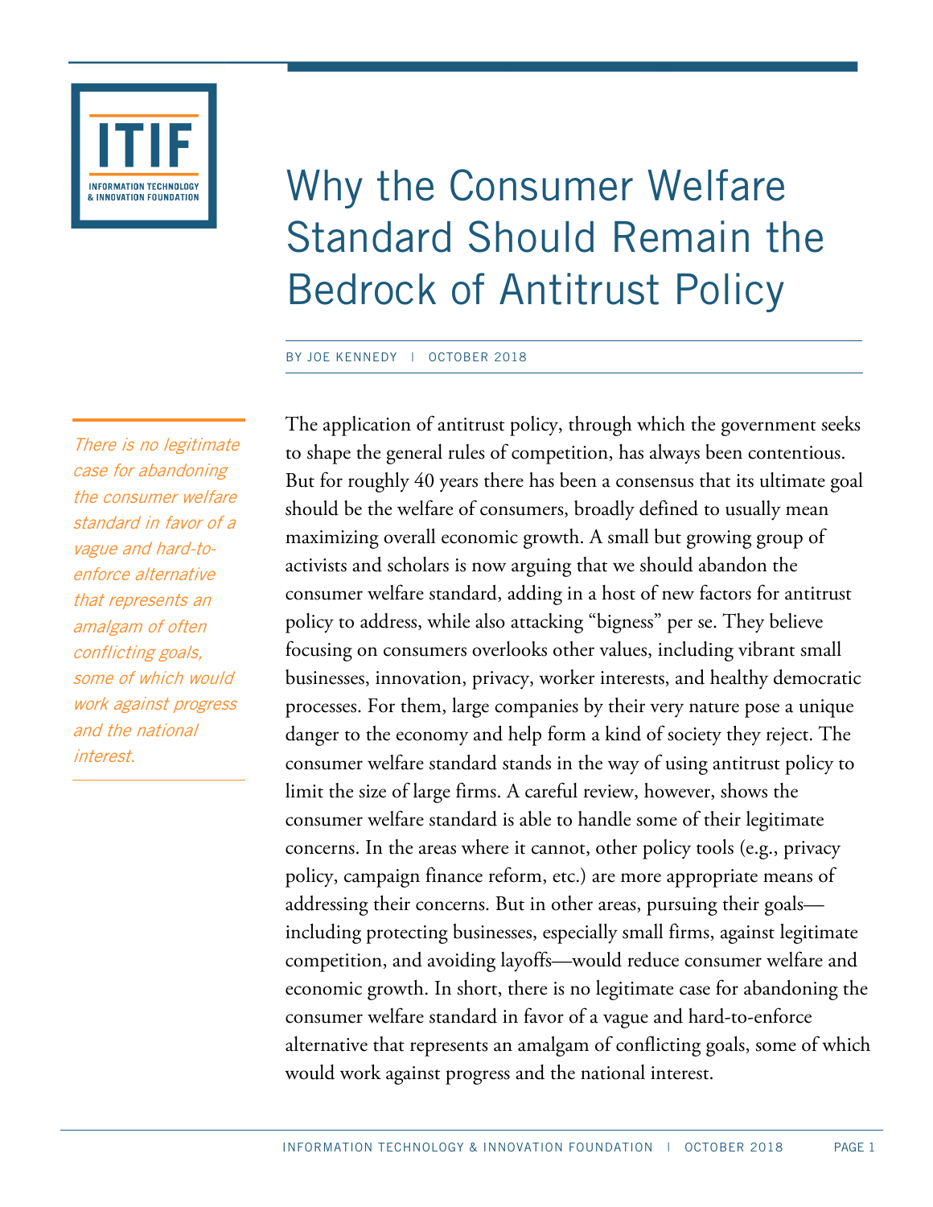# Why the Consumer Welfare Standard Should Remain the Bedrock of Antitrust Policy

BY JOE KENNEDY | OCTOBER 2018

*There is no legitimate case for abandoning the consumer welfare standard in favor of a vague and hard-to-enforce alternative that represents an amalgam of often conflicting goals, some of which would work against progress and the national interest.*

The application of antitrust policy, through which the government seeks to shape the general rules of competition, has always been contentious. But for roughly 40 years there has been a consensus that its ultimate goal should be the welfare of consumers, broadly defined to usually mean maximizing overall economic growth. A small but growing group of activists and scholars is now arguing that we should abandon the consumer welfare standard, adding in a host of new factors for antitrust policy to address, while also attacking "bigness" per se. They believe focusing on consumers overlooks other values, including vibrant small businesses, innovation, privacy, worker interests, and healthy democratic processes. For them, large companies by their very nature pose a unique danger to the economy and help form a kind of society they reject. The consumer welfare standard stands in the way of using antitrust policy to limit the size of large firms. A careful review, however, shows the consumer welfare standard is able to handle some of their legitimate concerns. In the areas where it cannot, other policy tools (e.g., privacy policy, campaign finance reform, etc.) are more appropriate means of addressing their concerns. But in other areas, pursuing their goals—including protecting businesses, especially small firms, against legitimate competition, and avoiding layoffs—would reduce consumer welfare and economic growth. In short, there is no legitimate case for abandoning the consumer welfare standard in favor of a vague and hard-to-enforce alternative that represents an amalgam of conflicting goals, some of which would work against progress and the national interest.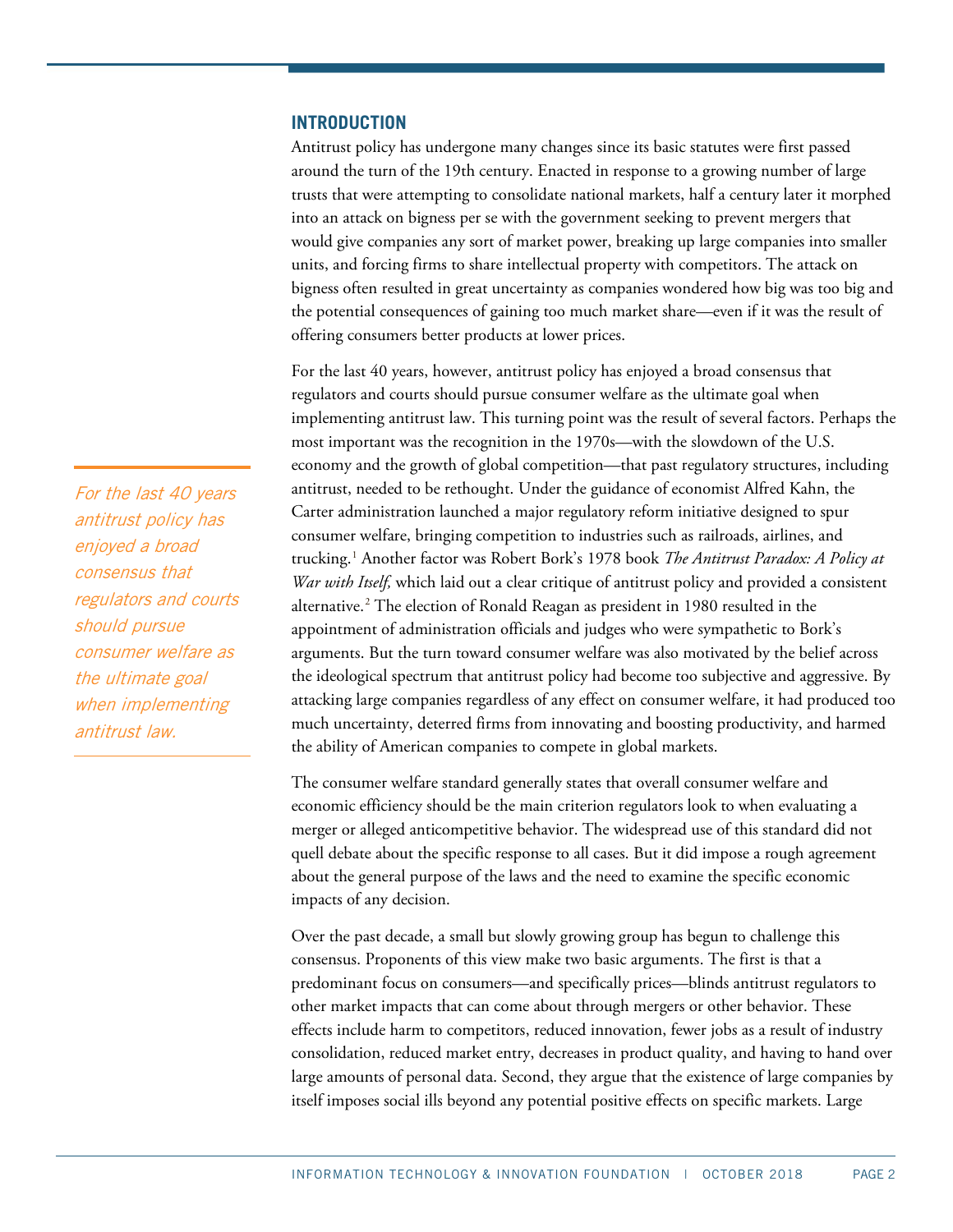## INTRODUCTION

Antitrust policy has undergone many changes since its basic statutes were first passed around the turn of the 19th century. Enacted in response to a growing number of large trusts that were attempting to consolidate national markets, half a century later it morphed into an attack on bigness per se with the government seeking to prevent mergers that would give companies any sort of market power, breaking up large companies into smaller units, and forcing firms to share intellectual property with competitors. The attack on bigness often resulted in great uncertainty as companies wondered how big was too big and the potential consequences of gaining too much market share—even if it was the result of offering consumers better products at lower prices.

For the last 40 years, however, antitrust policy has enjoyed a broad consensus that regulators and courts should pursue consumer welfare as the ultimate goal when implementing antitrust law. This turning point was the result of several factors. Perhaps the most important was the recognition in the 1970s—with the slowdown of the U.S. economy and the growth of global competition—that past regulatory structures, including antitrust, needed to be rethought. Under the guidance of economist Alfred Kahn, the Carter administration launched a major regulatory reform initiative designed to spur consumer welfare, bringing competition to industries such as railroads, airlines, and trucking.[1] Another factor was Robert Bork's 1978 book *The Antitrust Paradox: A Policy at War with Itself*, which laid out a clear critique of antitrust policy and provided a consistent alternative.[2] The election of Ronald Reagan as president in 1980 resulted in the appointment of administration officials and judges who were sympathetic to Bork's arguments. But the turn toward consumer welfare was also motivated by the belief across the ideological spectrum that antitrust policy had become too subjective and aggressive. By attacking large companies regardless of any effect on consumer welfare, it had produced too much uncertainty, deterred firms from innovating and boosting productivity, and harmed the ability of American companies to compete in global markets.

*For the last 40 years antitrust policy has enjoyed a broad consensus that regulators and courts should pursue consumer welfare as the ultimate goal when implementing antitrust law.*

The consumer welfare standard generally states that overall consumer welfare and economic efficiency should be the main criterion regulators look to when evaluating a merger or alleged anticompetitive behavior. The widespread use of this standard did not quell debate about the specific response to all cases. But it did impose a rough agreement about the general purpose of the laws and the need to examine the specific economic impacts of any decision.

Over the past decade, a small but slowly growing group has begun to challenge this consensus. Proponents of this view make two basic arguments. The first is that a predominant focus on consumers—and specifically prices—blinds antitrust regulators to other market impacts that can come about through mergers or other behavior. These effects include harm to competitors, reduced innovation, fewer jobs as a result of industry consolidation, reduced market entry, decreases in product quality, and having to hand over large amounts of personal data. Second, they argue that the existence of large companies by itself imposes social ills beyond any potential positive effects on specific markets. Large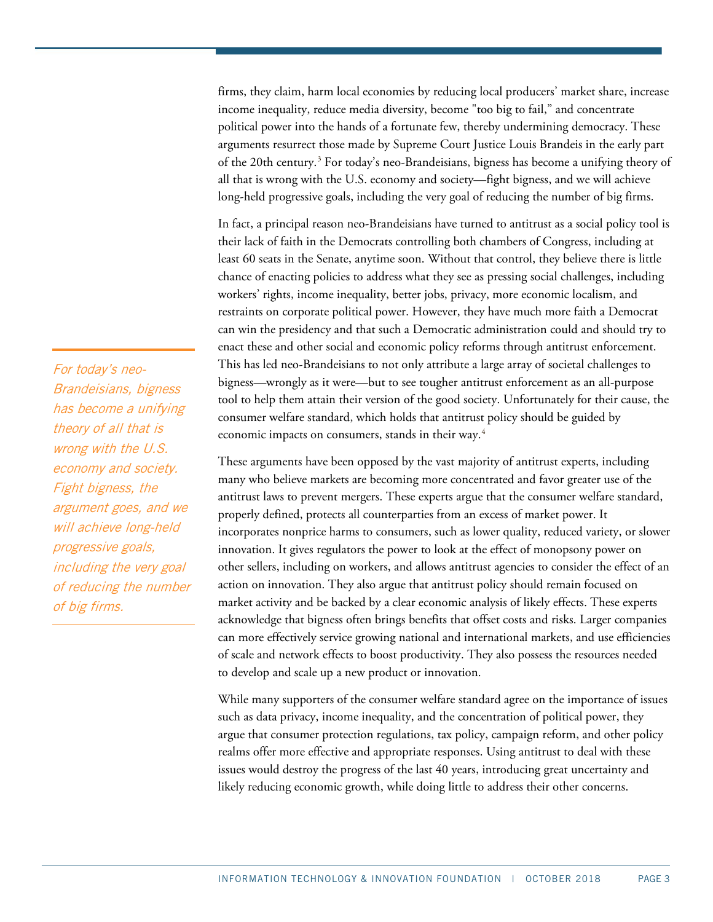firms, they claim, harm local economies by reducing local producers' market share, increase income inequality, reduce media diversity, become "too big to fail," and concentrate political power into the hands of a fortunate few, thereby undermining democracy. These arguments resurrect those made by Supreme Court Justice Louis Brandeis in the early part of the 20th century.[3] For today's neo-Brandeisians, bigness has become a unifying theory of all that is wrong with the U.S. economy and society—fight bigness, and we will achieve long-held progressive goals, including the very goal of reducing the number of big firms.

In fact, a principal reason neo-Brandeisians have turned to antitrust as a social policy tool is their lack of faith in the Democrats controlling both chambers of Congress, including at least 60 seats in the Senate, anytime soon. Without that control, they believe there is little chance of enacting policies to address what they see as pressing social challenges, including workers' rights, income inequality, better jobs, privacy, more economic localism, and restraints on corporate political power. However, they have much more faith a Democrat can win the presidency and that such a Democratic administration could and should try to enact these and other social and economic policy reforms through antitrust enforcement. This has led neo-Brandeisians to not only attribute a large array of societal challenges to bigness—wrongly as it were—but to see tougher antitrust enforcement as an all-purpose tool to help them attain their version of the good society. Unfortunately for their cause, the consumer welfare standard, which holds that antitrust policy should be guided by economic impacts on consumers, stands in their way.[4]

*For today's neo-Brandeisians, bigness has become a unifying theory of all that is wrong with the U.S. economy and society. Fight bigness, the argument goes, and we will achieve long-held progressive goals, including the very goal of reducing the number of big firms.*

These arguments have been opposed by the vast majority of antitrust experts, including many who believe markets are becoming more concentrated and favor greater use of the antitrust laws to prevent mergers. These experts argue that the consumer welfare standard, properly defined, protects all counterparties from an excess of market power. It incorporates nonprice harms to consumers, such as lower quality, reduced variety, or slower innovation. It gives regulators the power to look at the effect of monopsony power on other sellers, including on workers, and allows antitrust agencies to consider the effect of an action on innovation. They also argue that antitrust policy should remain focused on market activity and be backed by a clear economic analysis of likely effects. These experts acknowledge that bigness often brings benefits that offset costs and risks. Larger companies can more effectively service growing national and international markets, and use efficiencies of scale and network effects to boost productivity. They also possess the resources needed to develop and scale up a new product or innovation.

While many supporters of the consumer welfare standard agree on the importance of issues such as data privacy, income inequality, and the concentration of political power, they argue that consumer protection regulations, tax policy, campaign reform, and other policy realms offer more effective and appropriate responses. Using antitrust to deal with these issues would destroy the progress of the last 40 years, introducing great uncertainty and likely reducing economic growth, while doing little to address their other concerns.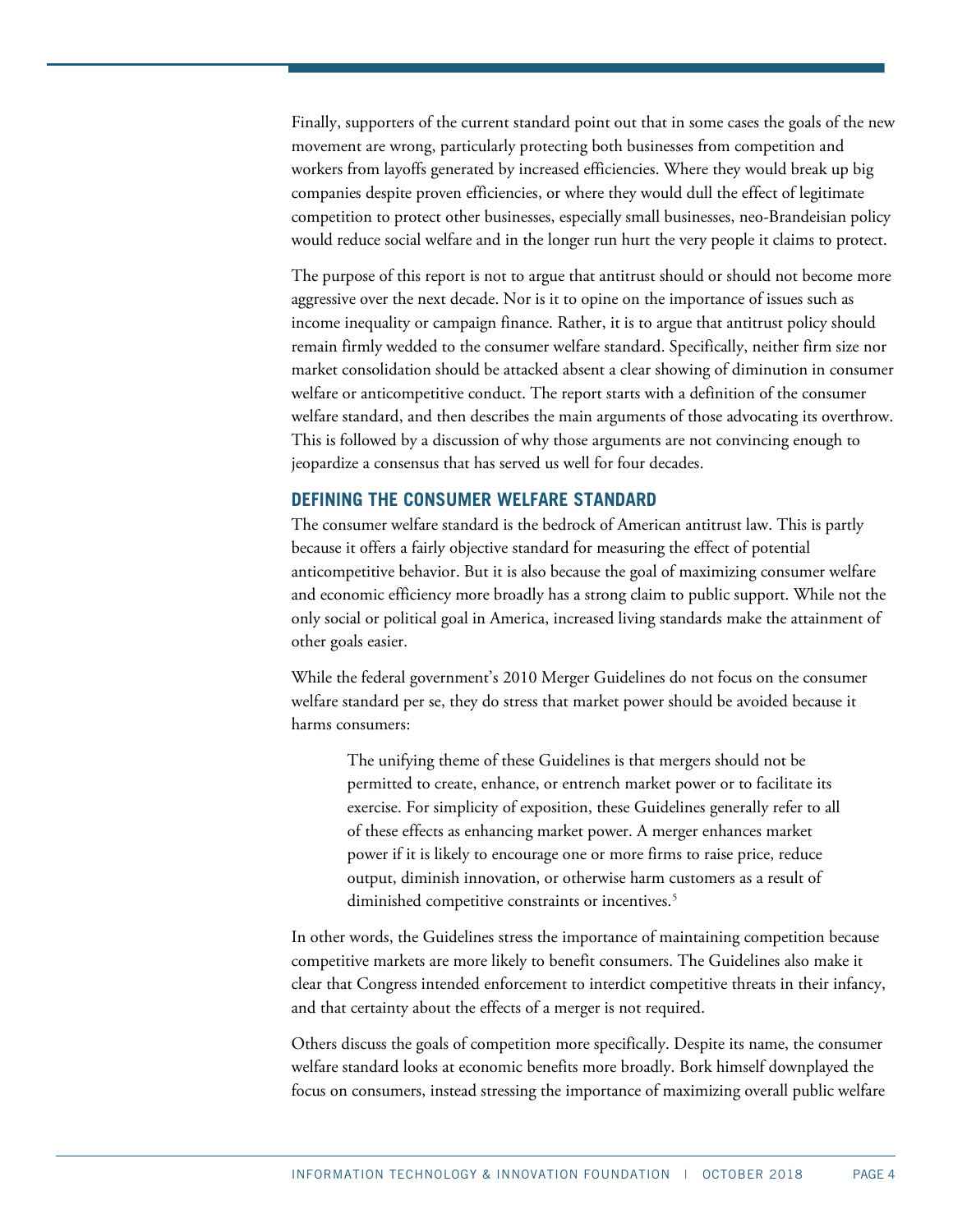Finally, supporters of the current standard point out that in some cases the goals of the new movement are wrong, particularly protecting both businesses from competition and workers from layoffs generated by increased efficiencies. Where they would break up big companies despite proven efficiencies, or where they would dull the effect of legitimate competition to protect other businesses, especially small businesses, neo-Brandeisian policy would reduce social welfare and in the longer run hurt the very people it claims to protect.

The purpose of this report is not to argue that antitrust should or should not become more aggressive over the next decade. Nor is it to opine on the importance of issues such as income inequality or campaign finance. Rather, it is to argue that antitrust policy should remain firmly wedded to the consumer welfare standard. Specifically, neither firm size nor market consolidation should be attacked absent a clear showing of diminution in consumer welfare or anticompetitive conduct. The report starts with a definition of the consumer welfare standard, and then describes the main arguments of those advocating its overthrow. This is followed by a discussion of why those arguments are not convincing enough to jeopardize a consensus that has served us well for four decades.

## DEFINING THE CONSUMER WELFARE STANDARD

The consumer welfare standard is the bedrock of American antitrust law. This is partly because it offers a fairly objective standard for measuring the effect of potential anticompetitive behavior. But it is also because the goal of maximizing consumer welfare and economic efficiency more broadly has a strong claim to public support. While not the only social or political goal in America, increased living standards make the attainment of other goals easier.

While the federal government's 2010 Merger Guidelines do not focus on the consumer welfare standard per se, they do stress that market power should be avoided because it harms consumers:

> The unifying theme of these Guidelines is that mergers should not be permitted to create, enhance, or entrench market power or to facilitate its exercise. For simplicity of exposition, these Guidelines generally refer to all of these effects as enhancing market power. A merger enhances market power if it is likely to encourage one or more firms to raise price, reduce output, diminish innovation, or otherwise harm customers as a result of diminished competitive constraints or incentives.[5]

In other words, the Guidelines stress the importance of maintaining competition because competitive markets are more likely to benefit consumers. The Guidelines also make it clear that Congress intended enforcement to interdict competitive threats in their infancy, and that certainty about the effects of a merger is not required.

Others discuss the goals of competition more specifically. Despite its name, the consumer welfare standard looks at economic benefits more broadly. Bork himself downplayed the focus on consumers, instead stressing the importance of maximizing overall public welfare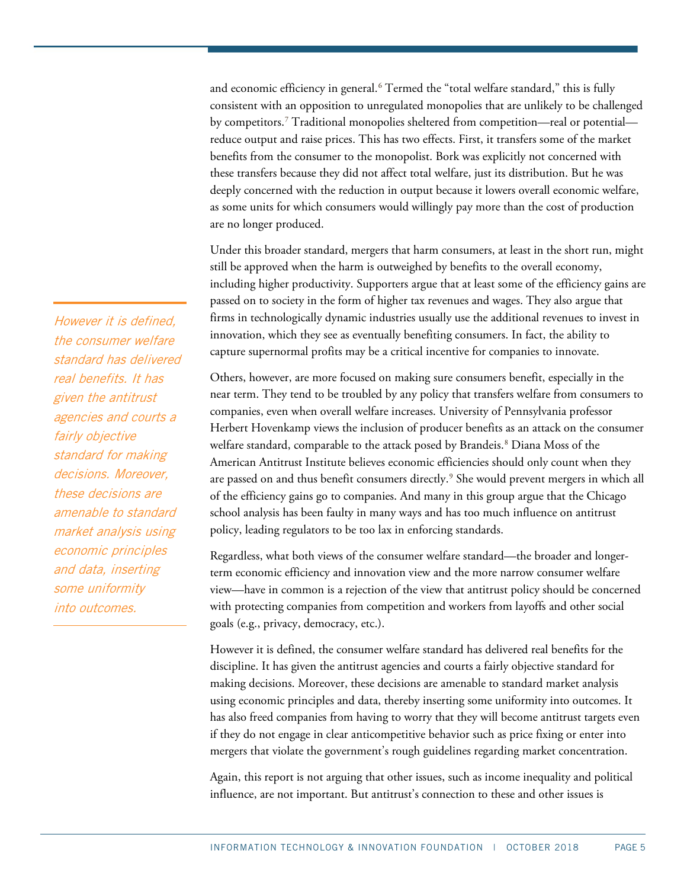and economic efficiency in general.[6] Termed the "total welfare standard," this is fully consistent with an opposition to unregulated monopolies that are unlikely to be challenged by competitors.[7] Traditional monopolies sheltered from competition—real or potential—reduce output and raise prices. This has two effects. First, it transfers some of the market benefits from the consumer to the monopolist. Bork was explicitly not concerned with these transfers because they did not affect total welfare, just its distribution. But he was deeply concerned with the reduction in output because it lowers overall economic welfare, as some units for which consumers would willingly pay more than the cost of production are no longer produced.

Under this broader standard, mergers that harm consumers, at least in the short run, might still be approved when the harm is outweighed by benefits to the overall economy, including higher productivity. Supporters argue that at least some of the efficiency gains are passed on to society in the form of higher tax revenues and wages. They also argue that firms in technologically dynamic industries usually use the additional revenues to invest in innovation, which they see as eventually benefiting consumers. In fact, the ability to capture supernormal profits may be a critical incentive for companies to innovate.

*However it is defined, the consumer welfare standard has delivered real benefits. It has given the antitrust agencies and courts a fairly objective standard for making decisions. Moreover, these decisions are amenable to standard market analysis using economic principles and data, inserting some uniformity into outcomes.*

Others, however, are more focused on making sure consumers benefit, especially in the near term. They tend to be troubled by any policy that transfers welfare from consumers to companies, even when overall welfare increases. University of Pennsylvania professor Herbert Hovenkamp views the inclusion of producer benefits as an attack on the consumer welfare standard, comparable to the attack posed by Brandeis.[8] Diana Moss of the American Antitrust Institute believes economic efficiencies should only count when they are passed on and thus benefit consumers directly.[9] She would prevent mergers in which all of the efficiency gains go to companies. And many in this group argue that the Chicago school analysis has been faulty in many ways and has too much influence on antitrust policy, leading regulators to be too lax in enforcing standards.

Regardless, what both views of the consumer welfare standard—the broader and longer-term economic efficiency and innovation view and the more narrow consumer welfare view—have in common is a rejection of the view that antitrust policy should be concerned with protecting companies from competition and workers from layoffs and other social goals (e.g., privacy, democracy, etc.).

However it is defined, the consumer welfare standard has delivered real benefits for the discipline. It has given the antitrust agencies and courts a fairly objective standard for making decisions. Moreover, these decisions are amenable to standard market analysis using economic principles and data, thereby inserting some uniformity into outcomes. It has also freed companies from having to worry that they will become antitrust targets even if they do not engage in clear anticompetitive behavior such as price fixing or enter into mergers that violate the government's rough guidelines regarding market concentration.

Again, this report is not arguing that other issues, such as income inequality and political influence, are not important. But antitrust's connection to these and other issues is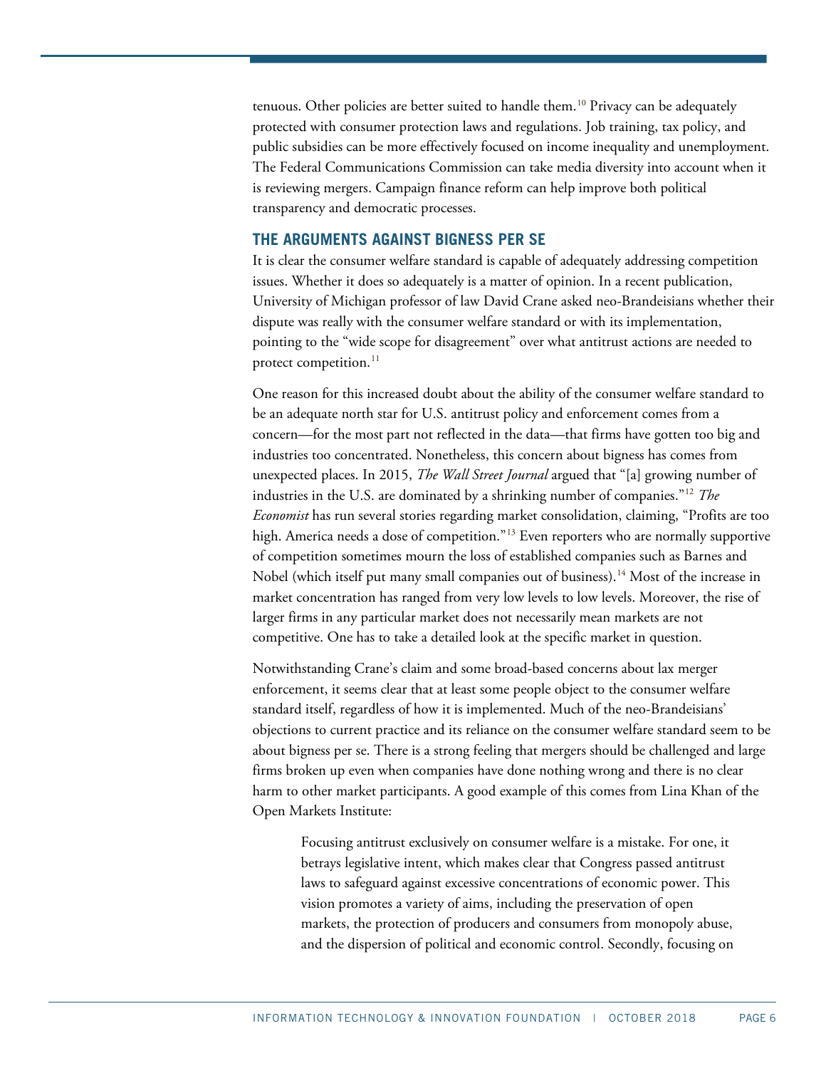tenuous. Other policies are better suited to handle them.[10] Privacy can be adequately protected with consumer protection laws and regulations. Job training, tax policy, and public subsidies can be more effectively focused on income inequality and unemployment. The Federal Communications Commission can take media diversity into account when it is reviewing mergers. Campaign finance reform can help improve both political transparency and democratic processes.

## THE ARGUMENTS AGAINST BIGNESS PER SE

It is clear the consumer welfare standard is capable of adequately addressing competition issues. Whether it does so adequately is a matter of opinion. In a recent publication, University of Michigan professor of law David Crane asked neo-Brandeisians whether their dispute was really with the consumer welfare standard or with its implementation, pointing to the "wide scope for disagreement" over what antitrust actions are needed to protect competition.[11]

One reason for this increased doubt about the ability of the consumer welfare standard to be an adequate north star for U.S. antitrust policy and enforcement comes from a concern—for the most part not reflected in the data—that firms have gotten too big and industries too concentrated. Nonetheless, this concern about bigness has comes from unexpected places. In 2015, *The Wall Street Journal* argued that "[a] growing number of industries in the U.S. are dominated by a shrinking number of companies."[12] *The Economist* has run several stories regarding market consolidation, claiming, "Profits are too high. America needs a dose of competition."[13] Even reporters who are normally supportive of competition sometimes mourn the loss of established companies such as Barnes and Nobel (which itself put many small companies out of business).[14] Most of the increase in market concentration has ranged from very low levels to low levels. Moreover, the rise of larger firms in any particular market does not necessarily mean markets are not competitive. One has to take a detailed look at the specific market in question.

Notwithstanding Crane's claim and some broad-based concerns about lax merger enforcement, it seems clear that at least some people object to the consumer welfare standard itself, regardless of how it is implemented. Much of the neo-Brandeisians' objections to current practice and its reliance on the consumer welfare standard seem to be about bigness per se. There is a strong feeling that mergers should be challenged and large firms broken up even when companies have done nothing wrong and there is no clear harm to other market participants. A good example of this comes from Lina Khan of the Open Markets Institute:

> Focusing antitrust exclusively on consumer welfare is a mistake. For one, it betrays legislative intent, which makes clear that Congress passed antitrust laws to safeguard against excessive concentrations of economic power. This vision promotes a variety of aims, including the preservation of open markets, the protection of producers and consumers from monopoly abuse, and the dispersion of political and economic control. Secondly, focusing on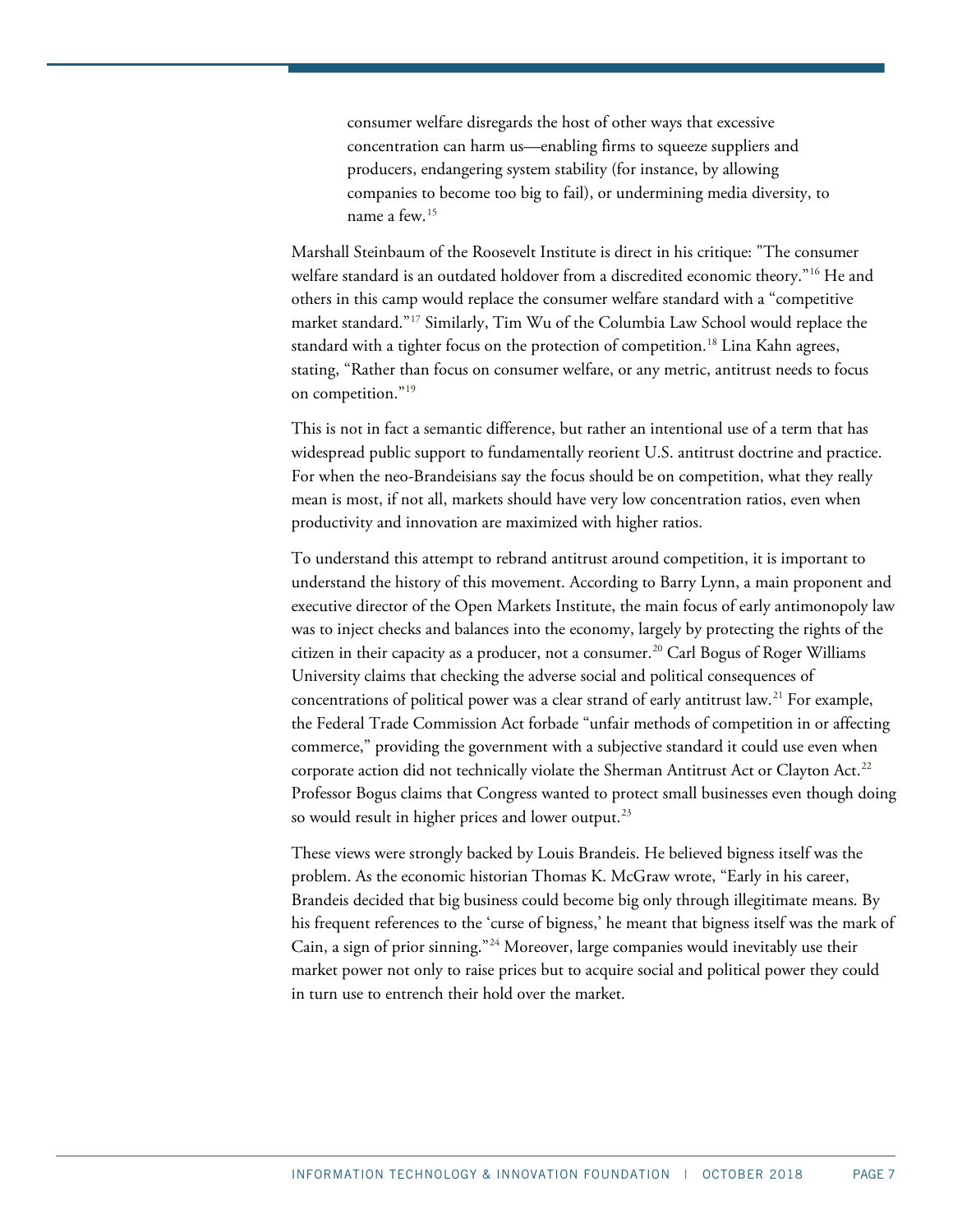> consumer welfare disregards the host of other ways that excessive concentration can harm us—enabling firms to squeeze suppliers and producers, endangering system stability (for instance, by allowing companies to become too big to fail), or undermining media diversity, to name a few.[15]

Marshall Steinbaum of the Roosevelt Institute is direct in his critique: "The consumer welfare standard is an outdated holdover from a discredited economic theory."[16] He and others in this camp would replace the consumer welfare standard with a "competitive market standard."[17] Similarly, Tim Wu of the Columbia Law School would replace the standard with a tighter focus on the protection of competition.[18] Lina Kahn agrees, stating, "Rather than focus on consumer welfare, or any metric, antitrust needs to focus on competition."[19]

This is not in fact a semantic difference, but rather an intentional use of a term that has widespread public support to fundamentally reorient U.S. antitrust doctrine and practice. For when the neo-Brandeisians say the focus should be on competition, what they really mean is most, if not all, markets should have very low concentration ratios, even when productivity and innovation are maximized with higher ratios.

To understand this attempt to rebrand antitrust around competition, it is important to understand the history of this movement. According to Barry Lynn, a main proponent and executive director of the Open Markets Institute, the main focus of early antimonopoly law was to inject checks and balances into the economy, largely by protecting the rights of the citizen in their capacity as a producer, not a consumer.[20] Carl Bogus of Roger Williams University claims that checking the adverse social and political consequences of concentrations of political power was a clear strand of early antitrust law.[21] For example, the Federal Trade Commission Act forbade "unfair methods of competition in or affecting commerce," providing the government with a subjective standard it could use even when corporate action did not technically violate the Sherman Antitrust Act or Clayton Act.[22] Professor Bogus claims that Congress wanted to protect small businesses even though doing so would result in higher prices and lower output.[23]

These views were strongly backed by Louis Brandeis. He believed bigness itself was the problem. As the economic historian Thomas K. McGraw wrote, "Early in his career, Brandeis decided that big business could become big only through illegitimate means. By his frequent references to the 'curse of bigness,' he meant that bigness itself was the mark of Cain, a sign of prior sinning."[24] Moreover, large companies would inevitably use their market power not only to raise prices but to acquire social and political power they could in turn use to entrench their hold over the market.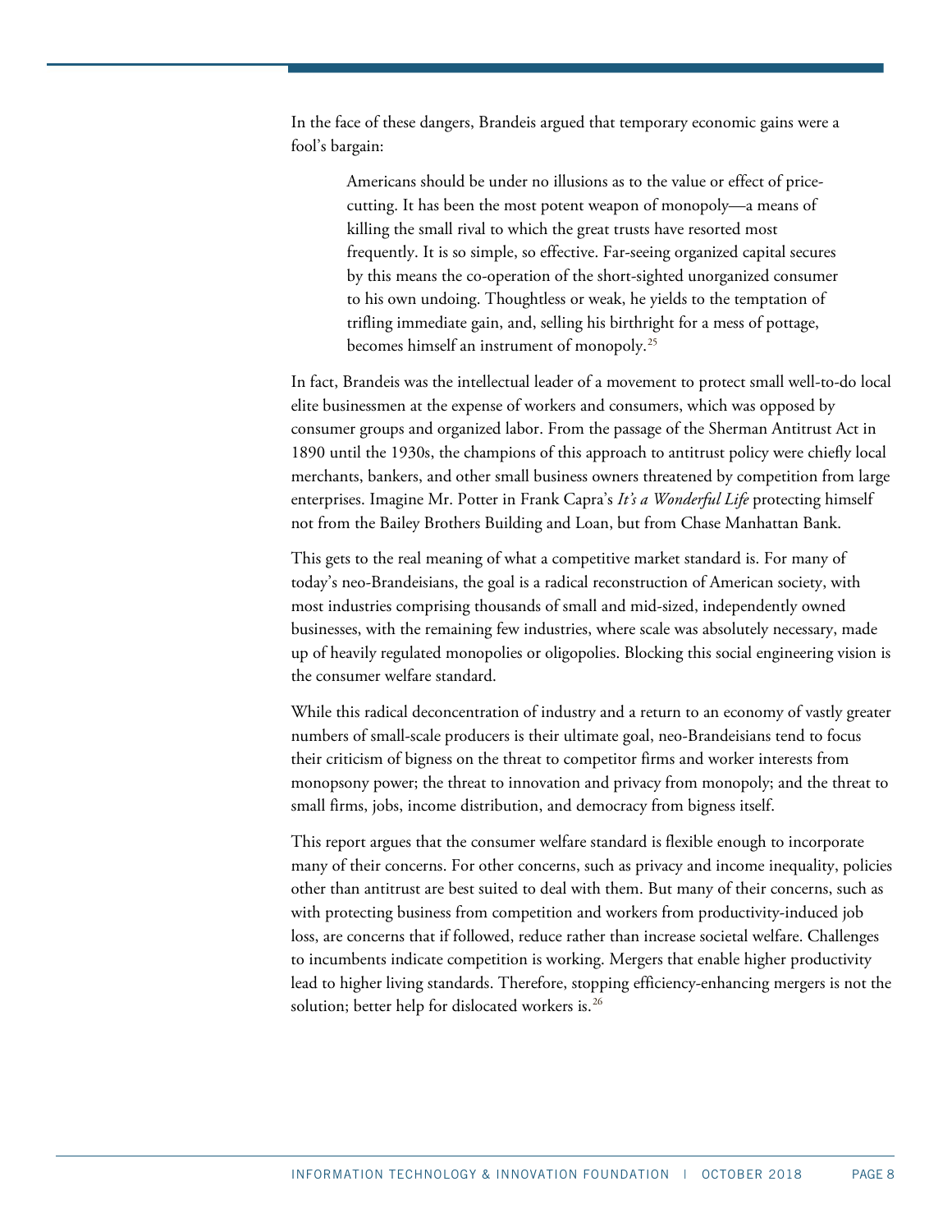In the face of these dangers, Brandeis argued that temporary economic gains were a fool's bargain:

> Americans should be under no illusions as to the value or effect of price-cutting. It has been the most potent weapon of monopoly—a means of killing the small rival to which the great trusts have resorted most frequently. It is so simple, so effective. Far-seeing organized capital secures by this means the co-operation of the short-sighted unorganized consumer to his own undoing. Thoughtless or weak, he yields to the temptation of trifling immediate gain, and, selling his birthright for a mess of pottage, becomes himself an instrument of monopoly.[25]

In fact, Brandeis was the intellectual leader of a movement to protect small well-to-do local elite businessmen at the expense of workers and consumers, which was opposed by consumer groups and organized labor. From the passage of the Sherman Antitrust Act in 1890 until the 1930s, the champions of this approach to antitrust policy were chiefly local merchants, bankers, and other small business owners threatened by competition from large enterprises. Imagine Mr. Potter in Frank Capra's *It's a Wonderful Life* protecting himself not from the Bailey Brothers Building and Loan, but from Chase Manhattan Bank.

This gets to the real meaning of what a competitive market standard is. For many of today's neo-Brandeisians, the goal is a radical reconstruction of American society, with most industries comprising thousands of small and mid-sized, independently owned businesses, with the remaining few industries, where scale was absolutely necessary, made up of heavily regulated monopolies or oligopolies. Blocking this social engineering vision is the consumer welfare standard.

While this radical deconcentration of industry and a return to an economy of vastly greater numbers of small-scale producers is their ultimate goal, neo-Brandeisians tend to focus their criticism of bigness on the threat to competitor firms and worker interests from monopsony power; the threat to innovation and privacy from monopoly; and the threat to small firms, jobs, income distribution, and democracy from bigness itself.

This report argues that the consumer welfare standard is flexible enough to incorporate many of their concerns. For other concerns, such as privacy and income inequality, policies other than antitrust are best suited to deal with them. But many of their concerns, such as with protecting business from competition and workers from productivity-induced job loss, are concerns that if followed, reduce rather than increase societal welfare. Challenges to incumbents indicate competition is working. Mergers that enable higher productivity lead to higher living standards. Therefore, stopping efficiency-enhancing mergers is not the solution; better help for dislocated workers is.[26]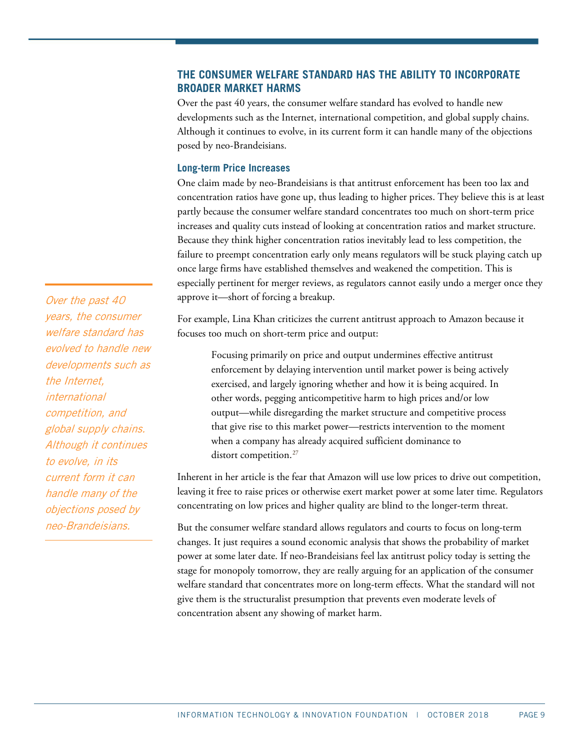## THE CONSUMER WELFARE STANDARD HAS THE ABILITY TO INCORPORATE BROADER MARKET HARMS

Over the past 40 years, the consumer welfare standard has evolved to handle new developments such as the Internet, international competition, and global supply chains. Although it continues to evolve, in its current form it can handle many of the objections posed by neo-Brandeisians.

### Long-term Price Increases

One claim made by neo-Brandeisians is that antitrust enforcement has been too lax and concentration ratios have gone up, thus leading to higher prices. They believe this is at least partly because the consumer welfare standard concentrates too much on short-term price increases and quality cuts instead of looking at concentration ratios and market structure. Because they think higher concentration ratios inevitably lead to less competition, the failure to preempt concentration early only means regulators will be stuck playing catch up once large firms have established themselves and weakened the competition. This is especially pertinent for merger reviews, as regulators cannot easily undo a merger once they approve it—short of forcing a breakup.

*Over the past 40 years, the consumer welfare standard has evolved to handle new developments such as the Internet, international competition, and global supply chains. Although it continues to evolve, in its current form it can handle many of the objections posed by neo-Brandeisians.*

For example, Lina Khan criticizes the current antitrust approach to Amazon because it focuses too much on short-term price and output:

> Focusing primarily on price and output undermines effective antitrust enforcement by delaying intervention until market power is being actively exercised, and largely ignoring whether and how it is being acquired. In other words, pegging anticompetitive harm to high prices and/or low output—while disregarding the market structure and competitive process that give rise to this market power—restricts intervention to the moment when a company has already acquired sufficient dominance to distort competition.[27]

Inherent in her article is the fear that Amazon will use low prices to drive out competition, leaving it free to raise prices or otherwise exert market power at some later time. Regulators concentrating on low prices and higher quality are blind to the longer-term threat.

But the consumer welfare standard allows regulators and courts to focus on long-term changes. It just requires a sound economic analysis that shows the probability of market power at some later date. If neo-Brandeisians feel lax antitrust policy today is setting the stage for monopoly tomorrow, they are really arguing for an application of the consumer welfare standard that concentrates more on long-term effects. What the standard will not give them is the structuralist presumption that prevents even moderate levels of concentration absent any showing of market harm.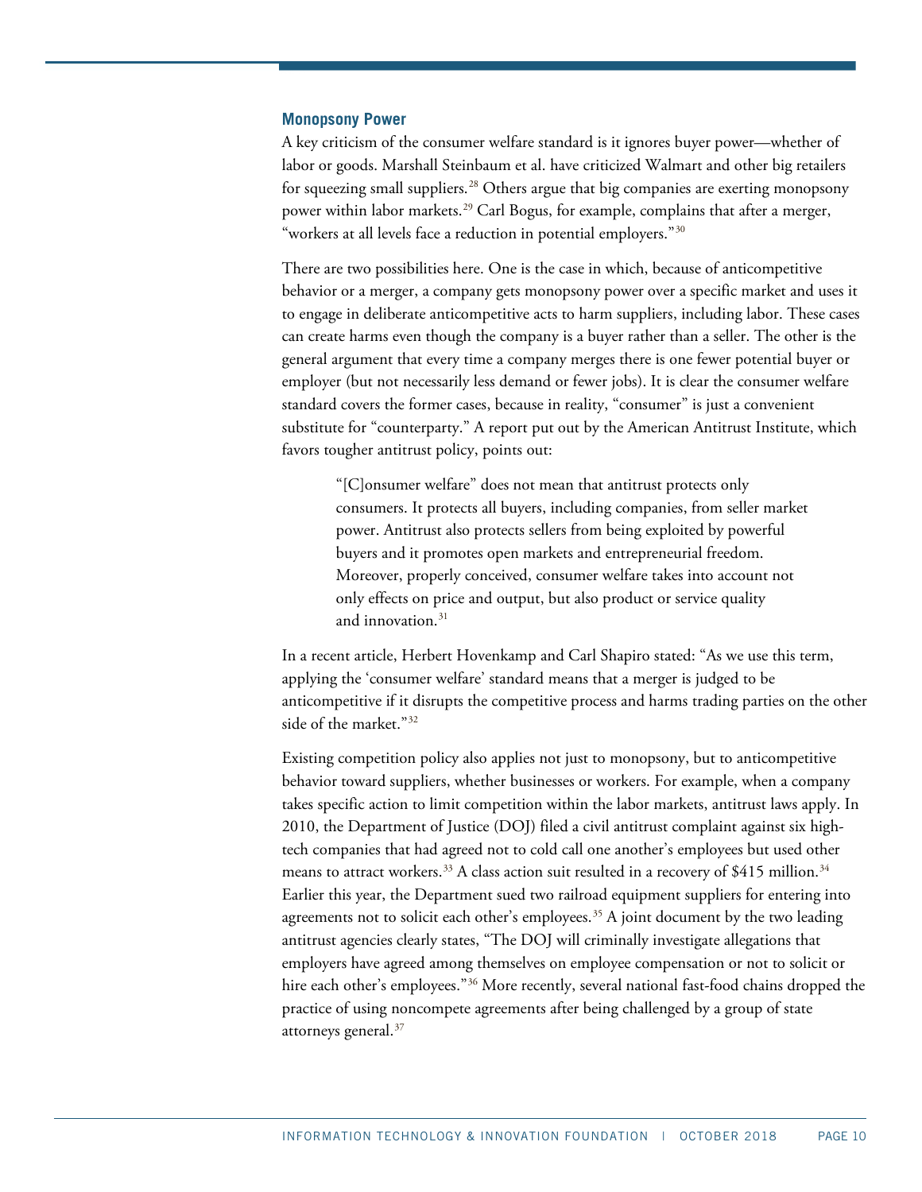### Monopsony Power

A key criticism of the consumer welfare standard is it ignores buyer power—whether of labor or goods. Marshall Steinbaum et al. have criticized Walmart and other big retailers for squeezing small suppliers.[28] Others argue that big companies are exerting monopsony power within labor markets.[29] Carl Bogus, for example, complains that after a merger, "workers at all levels face a reduction in potential employers."[30]

There are two possibilities here. One is the case in which, because of anticompetitive behavior or a merger, a company gets monopsony power over a specific market and uses it to engage in deliberate anticompetitive acts to harm suppliers, including labor. These cases can create harms even though the company is a buyer rather than a seller. The other is the general argument that every time a company merges there is one fewer potential buyer or employer (but not necessarily less demand or fewer jobs). It is clear the consumer welfare standard covers the former cases, because in reality, "consumer" is just a convenient substitute for "counterparty." A report put out by the American Antitrust Institute, which favors tougher antitrust policy, points out:

> "[C]onsumer welfare" does not mean that antitrust protects only consumers. It protects all buyers, including companies, from seller market power. Antitrust also protects sellers from being exploited by powerful buyers and it promotes open markets and entrepreneurial freedom. Moreover, properly conceived, consumer welfare takes into account not only effects on price and output, but also product or service quality and innovation.[31]

In a recent article, Herbert Hovenkamp and Carl Shapiro stated: "As we use this term, applying the 'consumer welfare' standard means that a merger is judged to be anticompetitive if it disrupts the competitive process and harms trading parties on the other side of the market."[32]

Existing competition policy also applies not just to monopsony, but to anticompetitive behavior toward suppliers, whether businesses or workers. For example, when a company takes specific action to limit competition within the labor markets, antitrust laws apply. In 2010, the Department of Justice (DOJ) filed a civil antitrust complaint against six high-tech companies that had agreed not to cold call one another's employees but used other means to attract workers.[33] A class action suit resulted in a recovery of $415 million.[34] Earlier this year, the Department sued two railroad equipment suppliers for entering into agreements not to solicit each other's employees.[35] A joint document by the two leading antitrust agencies clearly states, "The DOJ will criminally investigate allegations that employers have agreed among themselves on employee compensation or not to solicit or hire each other's employees."[36] More recently, several national fast-food chains dropped the practice of using noncompete agreements after being challenged by a group of state attorneys general.[37]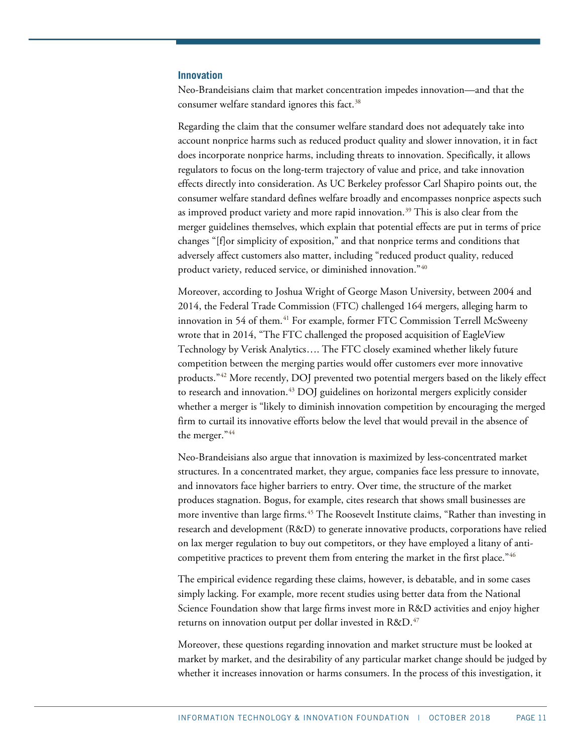### Innovation

Neo-Brandeisians claim that market concentration impedes innovation—and that the consumer welfare standard ignores this fact.[38]

Regarding the claim that the consumer welfare standard does not adequately take into account nonprice harms such as reduced product quality and slower innovation, it in fact does incorporate nonprice harms, including threats to innovation. Specifically, it allows regulators to focus on the long-term trajectory of value and price, and take innovation effects directly into consideration. As UC Berkeley professor Carl Shapiro points out, the consumer welfare standard defines welfare broadly and encompasses nonprice aspects such as improved product variety and more rapid innovation.[39] This is also clear from the merger guidelines themselves, which explain that potential effects are put in terms of price changes "[f]or simplicity of exposition," and that nonprice terms and conditions that adversely affect customers also matter, including "reduced product quality, reduced product variety, reduced service, or diminished innovation."[40]

Moreover, according to Joshua Wright of George Mason University, between 2004 and 2014, the Federal Trade Commission (FTC) challenged 164 mergers, alleging harm to innovation in 54 of them.[41] For example, former FTC Commission Terrell McSweeny wrote that in 2014, "The FTC challenged the proposed acquisition of EagleView Technology by Verisk Analytics…. The FTC closely examined whether likely future competition between the merging parties would offer customers ever more innovative products."[42] More recently, DOJ prevented two potential mergers based on the likely effect to research and innovation.[43] DOJ guidelines on horizontal mergers explicitly consider whether a merger is "likely to diminish innovation competition by encouraging the merged firm to curtail its innovative efforts below the level that would prevail in the absence of the merger."[44]

Neo-Brandeisians also argue that innovation is maximized by less-concentrated market structures. In a concentrated market, they argue, companies face less pressure to innovate, and innovators face higher barriers to entry. Over time, the structure of the market produces stagnation. Bogus, for example, cites research that shows small businesses are more inventive than large firms.[45] The Roosevelt Institute claims, "Rather than investing in research and development (R&D) to generate innovative products, corporations have relied on lax merger regulation to buy out competitors, or they have employed a litany of anti-competitive practices to prevent them from entering the market in the first place."[46]

The empirical evidence regarding these claims, however, is debatable, and in some cases simply lacking. For example, more recent studies using better data from the National Science Foundation show that large firms invest more in R&D activities and enjoy higher returns on innovation output per dollar invested in R&D.[47]

Moreover, these questions regarding innovation and market structure must be looked at market by market, and the desirability of any particular market change should be judged by whether it increases innovation or harms consumers. In the process of this investigation, it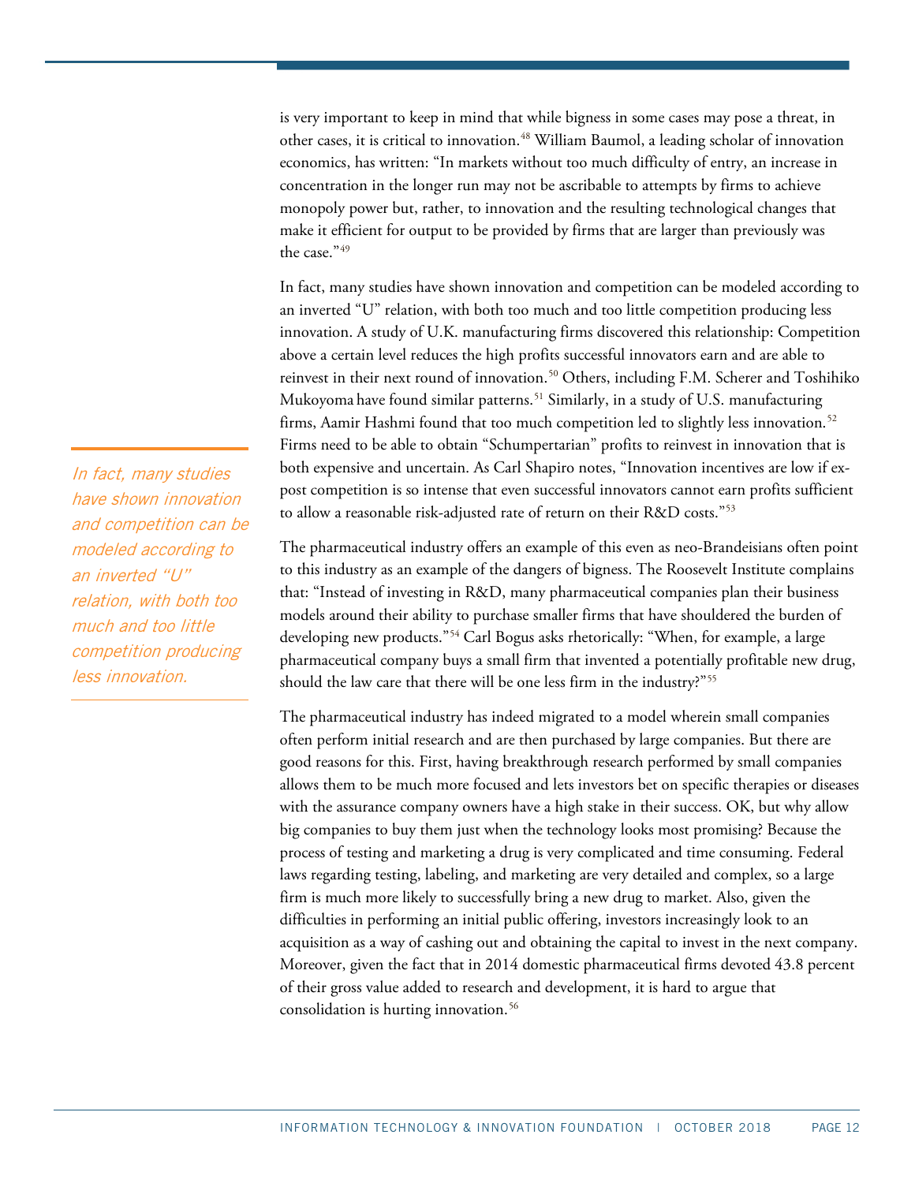is very important to keep in mind that while bigness in some cases may pose a threat, in other cases, it is critical to innovation.[48] William Baumol, a leading scholar of innovation economics, has written: "In markets without too much difficulty of entry, an increase in concentration in the longer run may not be ascribable to attempts by firms to achieve monopoly power but, rather, to innovation and the resulting technological changes that make it efficient for output to be provided by firms that are larger than previously was the case."[49]

In fact, many studies have shown innovation and competition can be modeled according to an inverted "U" relation, with both too much and too little competition producing less innovation. A study of U.K. manufacturing firms discovered this relationship: Competition above a certain level reduces the high profits successful innovators earn and are able to reinvest in their next round of innovation.[50] Others, including F.M. Scherer and Toshihiko Mukoyoma have found similar patterns.[51] Similarly, in a study of U.S. manufacturing firms, Aamir Hashmi found that too much competition led to slightly less innovation.[52] Firms need to be able to obtain "Schumpertarian" profits to reinvest in innovation that is both expensive and uncertain. As Carl Shapiro notes, "Innovation incentives are low if ex-post competition is so intense that even successful innovators cannot earn profits sufficient to allow a reasonable risk-adjusted rate of return on their R&D costs."[53]

*In fact, many studies have shown innovation and competition can be modeled according to an inverted "U" relation, with both too much and too little competition producing less innovation.*

The pharmaceutical industry offers an example of this even as neo-Brandeisians often point to this industry as an example of the dangers of bigness. The Roosevelt Institute complains that: "Instead of investing in R&D, many pharmaceutical companies plan their business models around their ability to purchase smaller firms that have shouldered the burden of developing new products."[54] Carl Bogus asks rhetorically: "When, for example, a large pharmaceutical company buys a small firm that invented a potentially profitable new drug, should the law care that there will be one less firm in the industry?"[55]

The pharmaceutical industry has indeed migrated to a model wherein small companies often perform initial research and are then purchased by large companies. But there are good reasons for this. First, having breakthrough research performed by small companies allows them to be much more focused and lets investors bet on specific therapies or diseases with the assurance company owners have a high stake in their success. OK, but why allow big companies to buy them just when the technology looks most promising? Because the process of testing and marketing a drug is very complicated and time consuming. Federal laws regarding testing, labeling, and marketing are very detailed and complex, so a large firm is much more likely to successfully bring a new drug to market. Also, given the difficulties in performing an initial public offering, investors increasingly look to an acquisition as a way of cashing out and obtaining the capital to invest in the next company. Moreover, given the fact that in 2014 domestic pharmaceutical firms devoted 43.8 percent of their gross value added to research and development, it is hard to argue that consolidation is hurting innovation.[56]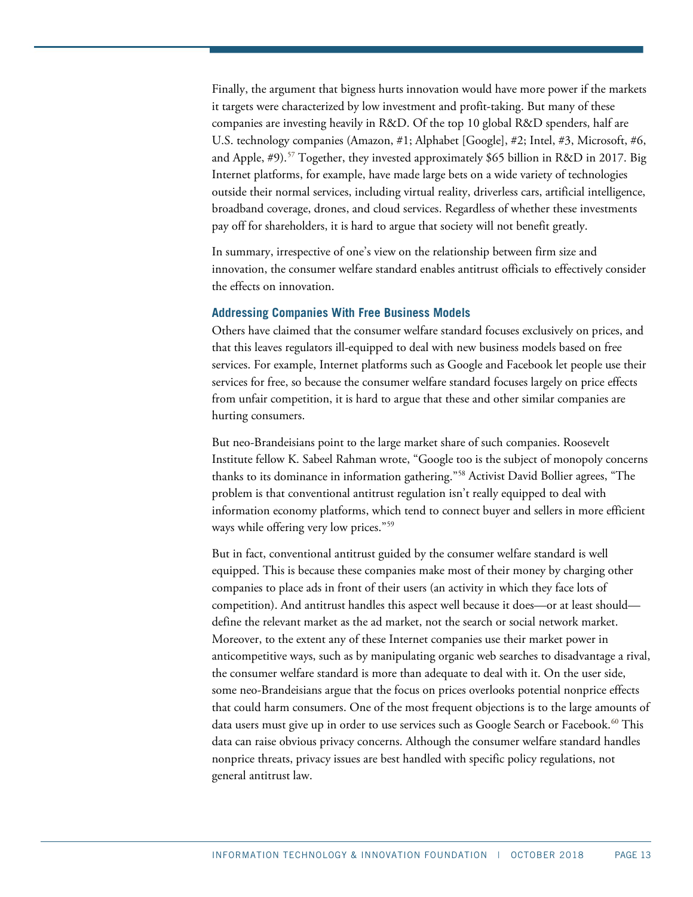Finally, the argument that bigness hurts innovation would have more power if the markets it targets were characterized by low investment and profit-taking. But many of these companies are investing heavily in R&D. Of the top 10 global R&D spenders, half are U.S. technology companies (Amazon, #1; Alphabet [Google], #2; Intel, #3, Microsoft, #6, and Apple, #9).[57] Together, they invested approximately $65 billion in R&D in 2017. Big Internet platforms, for example, have made large bets on a wide variety of technologies outside their normal services, including virtual reality, driverless cars, artificial intelligence, broadband coverage, drones, and cloud services. Regardless of whether these investments pay off for shareholders, it is hard to argue that society will not benefit greatly.

In summary, irrespective of one's view on the relationship between firm size and innovation, the consumer welfare standard enables antitrust officials to effectively consider the effects on innovation.

### Addressing Companies With Free Business Models

Others have claimed that the consumer welfare standard focuses exclusively on prices, and that this leaves regulators ill-equipped to deal with new business models based on free services. For example, Internet platforms such as Google and Facebook let people use their services for free, so because the consumer welfare standard focuses largely on price effects from unfair competition, it is hard to argue that these and other similar companies are hurting consumers.

But neo-Brandeisians point to the large market share of such companies. Roosevelt Institute fellow K. Sabeel Rahman wrote, "Google too is the subject of monopoly concerns thanks to its dominance in information gathering."[58] Activist David Bollier agrees, "The problem is that conventional antitrust regulation isn't really equipped to deal with information economy platforms, which tend to connect buyer and sellers in more efficient ways while offering very low prices."[59]

But in fact, conventional antitrust guided by the consumer welfare standard is well equipped. This is because these companies make most of their money by charging other companies to place ads in front of their users (an activity in which they face lots of competition). And antitrust handles this aspect well because it does—or at least should—define the relevant market as the ad market, not the search or social network market. Moreover, to the extent any of these Internet companies use their market power in anticompetitive ways, such as by manipulating organic web searches to disadvantage a rival, the consumer welfare standard is more than adequate to deal with it. On the user side, some neo-Brandeisians argue that the focus on prices overlooks potential nonprice effects that could harm consumers. One of the most frequent objections is to the large amounts of data users must give up in order to use services such as Google Search or Facebook.[60] This data can raise obvious privacy concerns. Although the consumer welfare standard handles nonprice threats, privacy issues are best handled with specific policy regulations, not general antitrust law.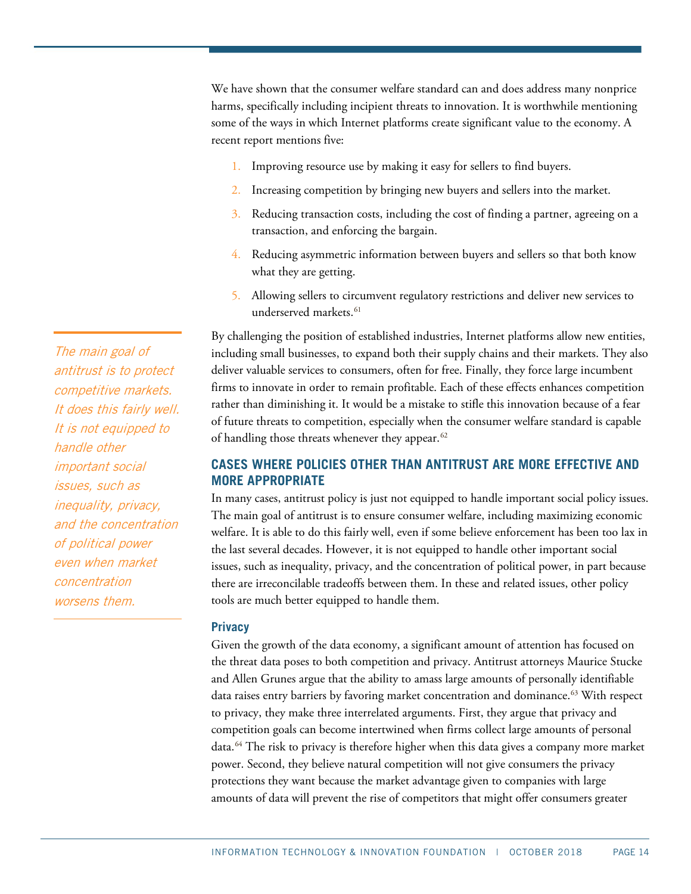We have shown that the consumer welfare standard can and does address many nonprice harms, specifically including incipient threats to innovation. It is worthwhile mentioning some of the ways in which Internet platforms create significant value to the economy. A recent report mentions five:

1. Improving resource use by making it easy for sellers to find buyers.
2. Increasing competition by bringing new buyers and sellers into the market.
3. Reducing transaction costs, including the cost of finding a partner, agreeing on a transaction, and enforcing the bargain.
4. Reducing asymmetric information between buyers and sellers so that both know what they are getting.
5. Allowing sellers to circumvent regulatory restrictions and deliver new services to underserved markets.[61]

*The main goal of antitrust is to protect competitive markets. It does this fairly well. It is not equipped to handle other important social issues, such as inequality, privacy, and the concentration of political power even when market concentration worsens them.*

By challenging the position of established industries, Internet platforms allow new entities, including small businesses, to expand both their supply chains and their markets. They also deliver valuable services to consumers, often for free. Finally, they force large incumbent firms to innovate in order to remain profitable. Each of these effects enhances competition rather than diminishing it. It would be a mistake to stifle this innovation because of a fear of future threats to competition, especially when the consumer welfare standard is capable of handling those threats whenever they appear.[62]

## CASES WHERE POLICIES OTHER THAN ANTITRUST ARE MORE EFFECTIVE AND MORE APPROPRIATE

In many cases, antitrust policy is just not equipped to handle important social policy issues. The main goal of antitrust is to ensure consumer welfare, including maximizing economic welfare. It is able to do this fairly well, even if some believe enforcement has been too lax in the last several decades. However, it is not equipped to handle other important social issues, such as inequality, privacy, and the concentration of political power, in part because there are irreconcilable tradeoffs between them. In these and related issues, other policy tools are much better equipped to handle them.

### Privacy

Given the growth of the data economy, a significant amount of attention has focused on the threat data poses to both competition and privacy. Antitrust attorneys Maurice Stucke and Allen Grunes argue that the ability to amass large amounts of personally identifiable data raises entry barriers by favoring market concentration and dominance.[63] With respect to privacy, they make three interrelated arguments. First, they argue that privacy and competition goals can become intertwined when firms collect large amounts of personal data.[64] The risk to privacy is therefore higher when this data gives a company more market power. Second, they believe natural competition will not give consumers the privacy protections they want because the market advantage given to companies with large amounts of data will prevent the rise of competitors that might offer consumers greater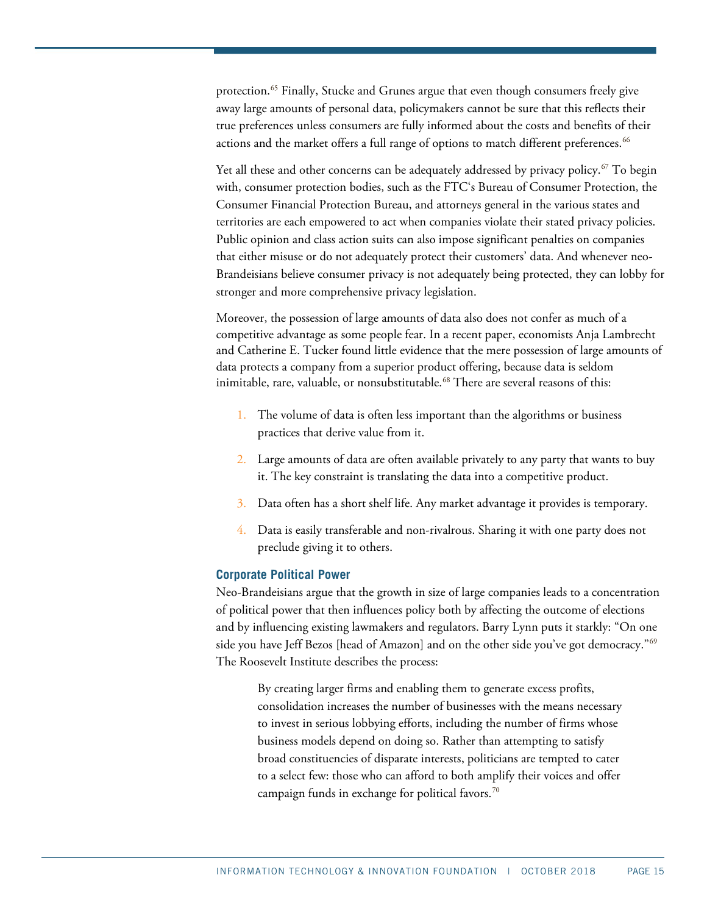protection.[65] Finally, Stucke and Grunes argue that even though consumers freely give away large amounts of personal data, policymakers cannot be sure that this reflects their true preferences unless consumers are fully informed about the costs and benefits of their actions and the market offers a full range of options to match different preferences.[66]

Yet all these and other concerns can be adequately addressed by privacy policy.[67] To begin with, consumer protection bodies, such as the FTC's Bureau of Consumer Protection, the Consumer Financial Protection Bureau, and attorneys general in the various states and territories are each empowered to act when companies violate their stated privacy policies. Public opinion and class action suits can also impose significant penalties on companies that either misuse or do not adequately protect their customers' data. And whenever neo-Brandeisians believe consumer privacy is not adequately being protected, they can lobby for stronger and more comprehensive privacy legislation.

Moreover, the possession of large amounts of data also does not confer as much of a competitive advantage as some people fear. In a recent paper, economists Anja Lambrecht and Catherine E. Tucker found little evidence that the mere possession of large amounts of data protects a company from a superior product offering, because data is seldom inimitable, rare, valuable, or nonsubstitutable.[68] There are several reasons of this:

1. The volume of data is often less important than the algorithms or business practices that derive value from it.
2. Large amounts of data are often available privately to any party that wants to buy it. The key constraint is translating the data into a competitive product.
3. Data often has a short shelf life. Any market advantage it provides is temporary.
4. Data is easily transferable and non-rivalrous. Sharing it with one party does not preclude giving it to others.

### Corporate Political Power

Neo-Brandeisians argue that the growth in size of large companies leads to a concentration of political power that then influences policy both by affecting the outcome of elections and by influencing existing lawmakers and regulators. Barry Lynn puts it starkly: "On one side you have Jeff Bezos [head of Amazon] and on the other side you've got democracy."[69] The Roosevelt Institute describes the process:

> By creating larger firms and enabling them to generate excess profits, consolidation increases the number of businesses with the means necessary to invest in serious lobbying efforts, including the number of firms whose business models depend on doing so. Rather than attempting to satisfy broad constituencies of disparate interests, politicians are tempted to cater to a select few: those who can afford to both amplify their voices and offer campaign funds in exchange for political favors.[70]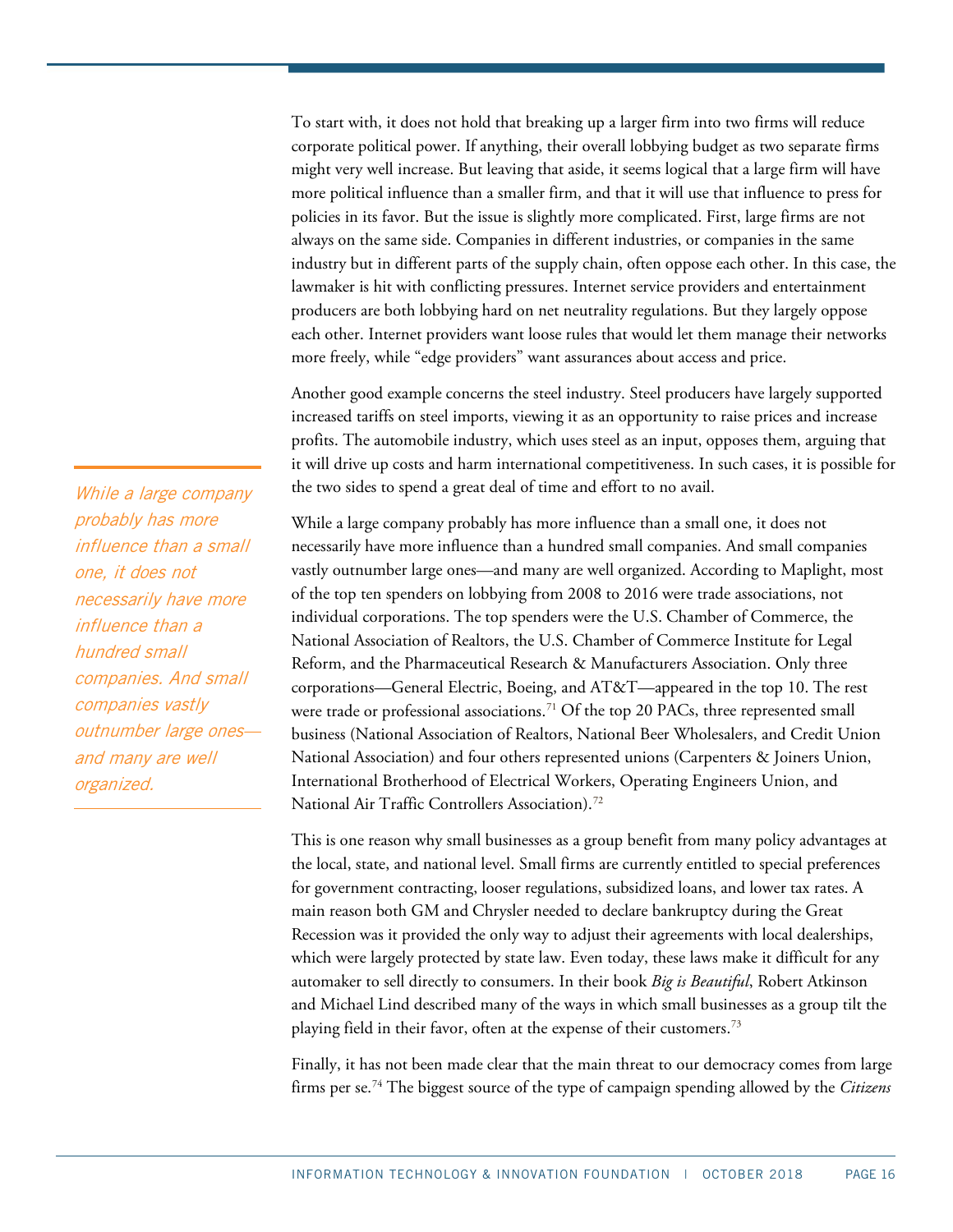To start with, it does not hold that breaking up a larger firm into two firms will reduce corporate political power. If anything, their overall lobbying budget as two separate firms might very well increase. But leaving that aside, it seems logical that a large firm will have more political influence than a smaller firm, and that it will use that influence to press for policies in its favor. But the issue is slightly more complicated. First, large firms are not always on the same side. Companies in different industries, or companies in the same industry but in different parts of the supply chain, often oppose each other. In this case, the lawmaker is hit with conflicting pressures. Internet service providers and entertainment producers are both lobbying hard on net neutrality regulations. But they largely oppose each other. Internet providers want loose rules that would let them manage their networks more freely, while "edge providers" want assurances about access and price.

Another good example concerns the steel industry. Steel producers have largely supported increased tariffs on steel imports, viewing it as an opportunity to raise prices and increase profits. The automobile industry, which uses steel as an input, opposes them, arguing that it will drive up costs and harm international competitiveness. In such cases, it is possible for the two sides to spend a great deal of time and effort to no avail.

*While a large company probably has more influence than a small one, it does not necessarily have more influence than a hundred small companies. And small companies vastly outnumber large ones—and many are well organized.*

While a large company probably has more influence than a small one, it does not necessarily have more influence than a hundred small companies. And small companies vastly outnumber large ones—and many are well organized. According to Maplight, most of the top ten spenders on lobbying from 2008 to 2016 were trade associations, not individual corporations. The top spenders were the U.S. Chamber of Commerce, the National Association of Realtors, the U.S. Chamber of Commerce Institute for Legal Reform, and the Pharmaceutical Research & Manufacturers Association. Only three corporations—General Electric, Boeing, and AT&T—appeared in the top 10. The rest were trade or professional associations.[71] Of the top 20 PACs, three represented small business (National Association of Realtors, National Beer Wholesalers, and Credit Union National Association) and four others represented unions (Carpenters & Joiners Union, International Brotherhood of Electrical Workers, Operating Engineers Union, and National Air Traffic Controllers Association).[72]

This is one reason why small businesses as a group benefit from many policy advantages at the local, state, and national level. Small firms are currently entitled to special preferences for government contracting, looser regulations, subsidized loans, and lower tax rates. A main reason both GM and Chrysler needed to declare bankruptcy during the Great Recession was it provided the only way to adjust their agreements with local dealerships, which were largely protected by state law. Even today, these laws make it difficult for any automaker to sell directly to consumers. In their book *Big is Beautiful*, Robert Atkinson and Michael Lind described many of the ways in which small businesses as a group tilt the playing field in their favor, often at the expense of their customers.[73]

Finally, it has not been made clear that the main threat to our democracy comes from large firms per se.[74] The biggest source of the type of campaign spending allowed by the *Citizens*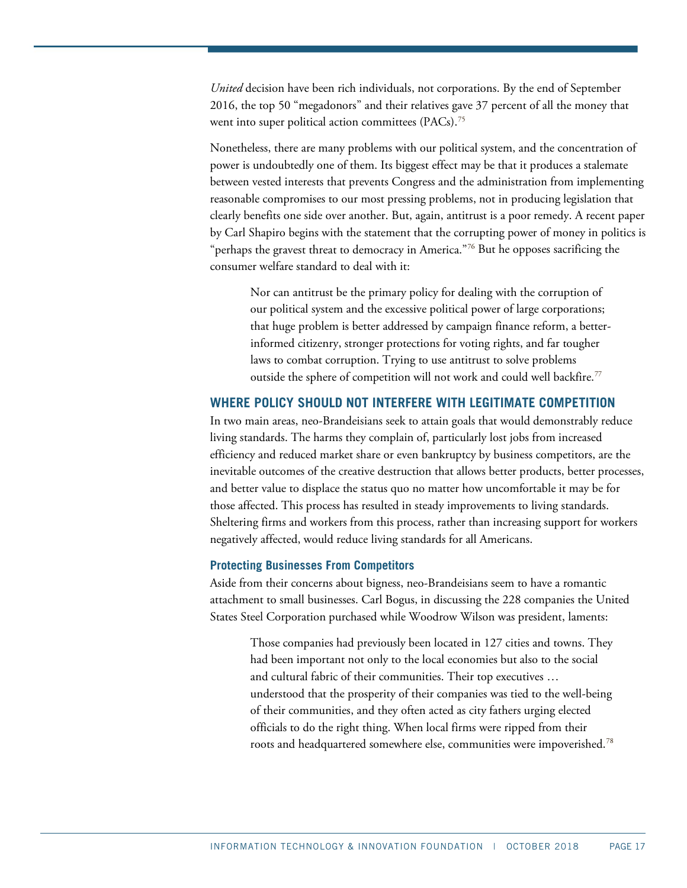*United* decision have been rich individuals, not corporations. By the end of September 2016, the top 50 "megadonors" and their relatives gave 37 percent of all the money that went into super political action committees (PACs).[75]

Nonetheless, there are many problems with our political system, and the concentration of power is undoubtedly one of them. Its biggest effect may be that it produces a stalemate between vested interests that prevents Congress and the administration from implementing reasonable compromises to our most pressing problems, not in producing legislation that clearly benefits one side over another. But, again, antitrust is a poor remedy. A recent paper by Carl Shapiro begins with the statement that the corrupting power of money in politics is "perhaps the gravest threat to democracy in America."[76] But he opposes sacrificing the consumer welfare standard to deal with it:

> Nor can antitrust be the primary policy for dealing with the corruption of our political system and the excessive political power of large corporations; that huge problem is better addressed by campaign finance reform, a better-informed citizenry, stronger protections for voting rights, and far tougher laws to combat corruption. Trying to use antitrust to solve problems outside the sphere of competition will not work and could well backfire.[77]

## WHERE POLICY SHOULD NOT INTERFERE WITH LEGITIMATE COMPETITION

In two main areas, neo-Brandeisians seek to attain goals that would demonstrably reduce living standards. The harms they complain of, particularly lost jobs from increased efficiency and reduced market share or even bankruptcy by business competitors, are the inevitable outcomes of the creative destruction that allows better products, better processes, and better value to displace the status quo no matter how uncomfortable it may be for those affected. This process has resulted in steady improvements to living standards. Sheltering firms and workers from this process, rather than increasing support for workers negatively affected, would reduce living standards for all Americans.

### Protecting Businesses From Competitors

Aside from their concerns about bigness, neo-Brandeisians seem to have a romantic attachment to small businesses. Carl Bogus, in discussing the 228 companies the United States Steel Corporation purchased while Woodrow Wilson was president, laments:

> Those companies had previously been located in 127 cities and towns. They had been important not only to the local economies but also to the social and cultural fabric of their communities. Their top executives … understood that the prosperity of their companies was tied to the well-being of their communities, and they often acted as city fathers urging elected officials to do the right thing. When local firms were ripped from their roots and headquartered somewhere else, communities were impoverished.[78]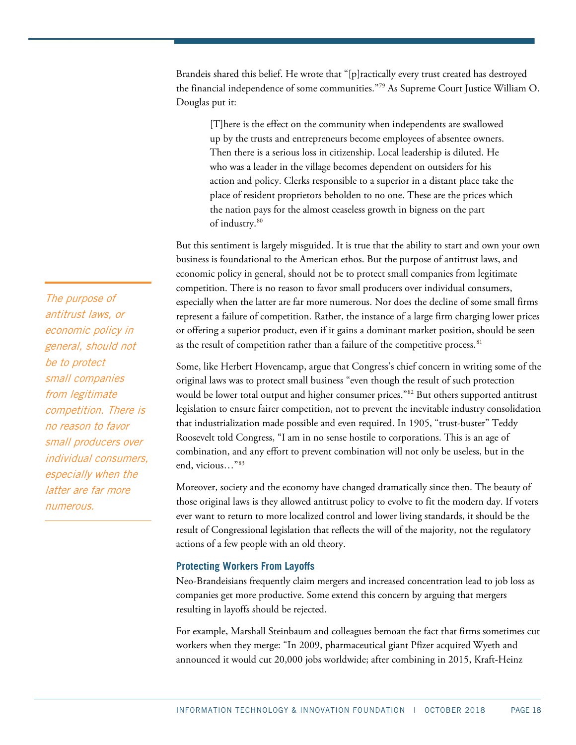Brandeis shared this belief. He wrote that "[p]ractically every trust created has destroyed the financial independence of some communities."[79] As Supreme Court Justice William O. Douglas put it:

> [T]here is the effect on the community when independents are swallowed up by the trusts and entrepreneurs become employees of absentee owners. Then there is a serious loss in citizenship. Local leadership is diluted. He who was a leader in the village becomes dependent on outsiders for his action and policy. Clerks responsible to a superior in a distant place take the place of resident proprietors beholden to no one. These are the prices which the nation pays for the almost ceaseless growth in bigness on the part of industry.[80]

But this sentiment is largely misguided. It is true that the ability to start and own your own business is foundational to the American ethos. But the purpose of antitrust laws, and economic policy in general, should not be to protect small companies from legitimate competition. There is no reason to favor small producers over individual consumers, especially when the latter are far more numerous. Nor does the decline of some small firms represent a failure of competition. Rather, the instance of a large firm charging lower prices or offering a superior product, even if it gains a dominant market position, should be seen as the result of competition rather than a failure of the competitive process.[81]

*The purpose of antitrust laws, or economic policy in general, should not be to protect small companies from legitimate competition. There is no reason to favor small producers over individual consumers, especially when the latter are far more numerous.*

Some, like Herbert Hovencamp, argue that Congress's chief concern in writing some of the original laws was to protect small business "even though the result of such protection would be lower total output and higher consumer prices."[82] But others supported antitrust legislation to ensure fairer competition, not to prevent the inevitable industry consolidation that industrialization made possible and even required. In 1905, "trust-buster" Teddy Roosevelt told Congress, "I am in no sense hostile to corporations. This is an age of combination, and any effort to prevent combination will not only be useless, but in the end, vicious…"[83]

Moreover, society and the economy have changed dramatically since then. The beauty of those original laws is they allowed antitrust policy to evolve to fit the modern day. If voters ever want to return to more localized control and lower living standards, it should be the result of Congressional legislation that reflects the will of the majority, not the regulatory actions of a few people with an old theory.

### Protecting Workers From Layoffs

Neo-Brandeisians frequently claim mergers and increased concentration lead to job loss as companies get more productive. Some extend this concern by arguing that mergers resulting in layoffs should be rejected.

For example, Marshall Steinbaum and colleagues bemoan the fact that firms sometimes cut workers when they merge: "In 2009, pharmaceutical giant Pfizer acquired Wyeth and announced it would cut 20,000 jobs worldwide; after combining in 2015, Kraft-Heinz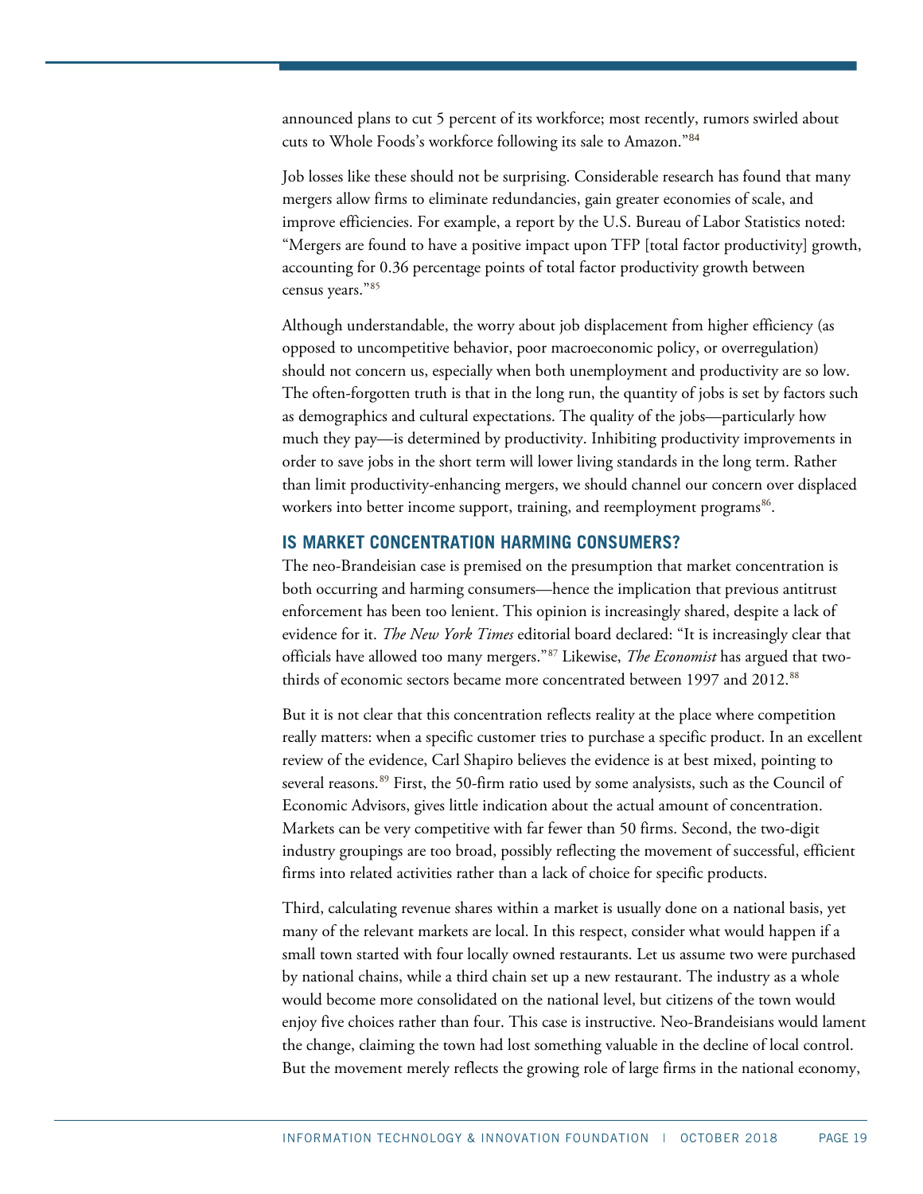announced plans to cut 5 percent of its workforce; most recently, rumors swirled about cuts to Whole Foods's workforce following its sale to Amazon."[84]

Job losses like these should not be surprising. Considerable research has found that many mergers allow firms to eliminate redundancies, gain greater economies of scale, and improve efficiencies. For example, a report by the U.S. Bureau of Labor Statistics noted: "Mergers are found to have a positive impact upon TFP [total factor productivity] growth, accounting for 0.36 percentage points of total factor productivity growth between census years."[85]

Although understandable, the worry about job displacement from higher efficiency (as opposed to uncompetitive behavior, poor macroeconomic policy, or overregulation) should not concern us, especially when both unemployment and productivity are so low. The often-forgotten truth is that in the long run, the quantity of jobs is set by factors such as demographics and cultural expectations. The quality of the jobs—particularly how much they pay—is determined by productivity. Inhibiting productivity improvements in order to save jobs in the short term will lower living standards in the long term. Rather than limit productivity-enhancing mergers, we should channel our concern over displaced workers into better income support, training, and reemployment programs[86].

## IS MARKET CONCENTRATION HARMING CONSUMERS?

The neo-Brandeisian case is premised on the presumption that market concentration is both occurring and harming consumers—hence the implication that previous antitrust enforcement has been too lenient. This opinion is increasingly shared, despite a lack of evidence for it. *The New York Times* editorial board declared: "It is increasingly clear that officials have allowed too many mergers."[87] Likewise, *The Economist* has argued that two-thirds of economic sectors became more concentrated between 1997 and 2012.[88]

But it is not clear that this concentration reflects reality at the place where competition really matters: when a specific customer tries to purchase a specific product. In an excellent review of the evidence, Carl Shapiro believes the evidence is at best mixed, pointing to several reasons.[89] First, the 50-firm ratio used by some analysists, such as the Council of Economic Advisors, gives little indication about the actual amount of concentration. Markets can be very competitive with far fewer than 50 firms. Second, the two-digit industry groupings are too broad, possibly reflecting the movement of successful, efficient firms into related activities rather than a lack of choice for specific products.

Third, calculating revenue shares within a market is usually done on a national basis, yet many of the relevant markets are local. In this respect, consider what would happen if a small town started with four locally owned restaurants. Let us assume two were purchased by national chains, while a third chain set up a new restaurant. The industry as a whole would become more consolidated on the national level, but citizens of the town would enjoy five choices rather than four. This case is instructive. Neo-Brandeisians would lament the change, claiming the town had lost something valuable in the decline of local control. But the movement merely reflects the growing role of large firms in the national economy,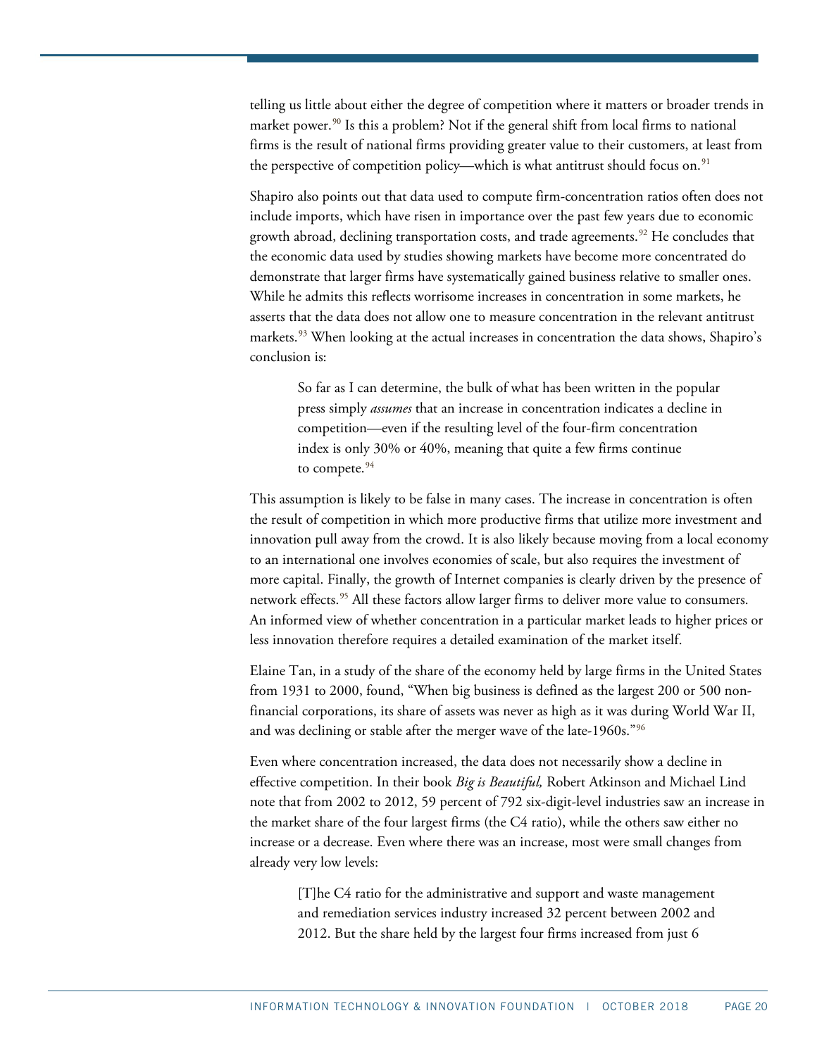telling us little about either the degree of competition where it matters or broader trends in market power.[90] Is this a problem? Not if the general shift from local firms to national firms is the result of national firms providing greater value to their customers, at least from the perspective of competition policy—which is what antitrust should focus on.[91]

Shapiro also points out that data used to compute firm-concentration ratios often does not include imports, which have risen in importance over the past few years due to economic growth abroad, declining transportation costs, and trade agreements.[92] He concludes that the economic data used by studies showing markets have become more concentrated do demonstrate that larger firms have systematically gained business relative to smaller ones. While he admits this reflects worrisome increases in concentration in some markets, he asserts that the data does not allow one to measure concentration in the relevant antitrust markets.[93] When looking at the actual increases in concentration the data shows, Shapiro's conclusion is:

> So far as I can determine, the bulk of what has been written in the popular press simply *assumes* that an increase in concentration indicates a decline in competition—even if the resulting level of the four-firm concentration index is only 30% or 40%, meaning that quite a few firms continue to compete.[94]

This assumption is likely to be false in many cases. The increase in concentration is often the result of competition in which more productive firms that utilize more investment and innovation pull away from the crowd. It is also likely because moving from a local economy to an international one involves economies of scale, but also requires the investment of more capital. Finally, the growth of Internet companies is clearly driven by the presence of network effects.[95] All these factors allow larger firms to deliver more value to consumers. An informed view of whether concentration in a particular market leads to higher prices or less innovation therefore requires a detailed examination of the market itself.

Elaine Tan, in a study of the share of the economy held by large firms in the United States from 1931 to 2000, found, "When big business is defined as the largest 200 or 500 non-financial corporations, its share of assets was never as high as it was during World War II, and was declining or stable after the merger wave of the late-1960s."[96]

Even where concentration increased, the data does not necessarily show a decline in effective competition. In their book *Big is Beautiful,* Robert Atkinson and Michael Lind note that from 2002 to 2012, 59 percent of 792 six-digit-level industries saw an increase in the market share of the four largest firms (the C4 ratio), while the others saw either no increase or a decrease. Even where there was an increase, most were small changes from already very low levels:

> [T]he C4 ratio for the administrative and support and waste management and remediation services industry increased 32 percent between 2002 and 2012. But the share held by the largest four firms increased from just 6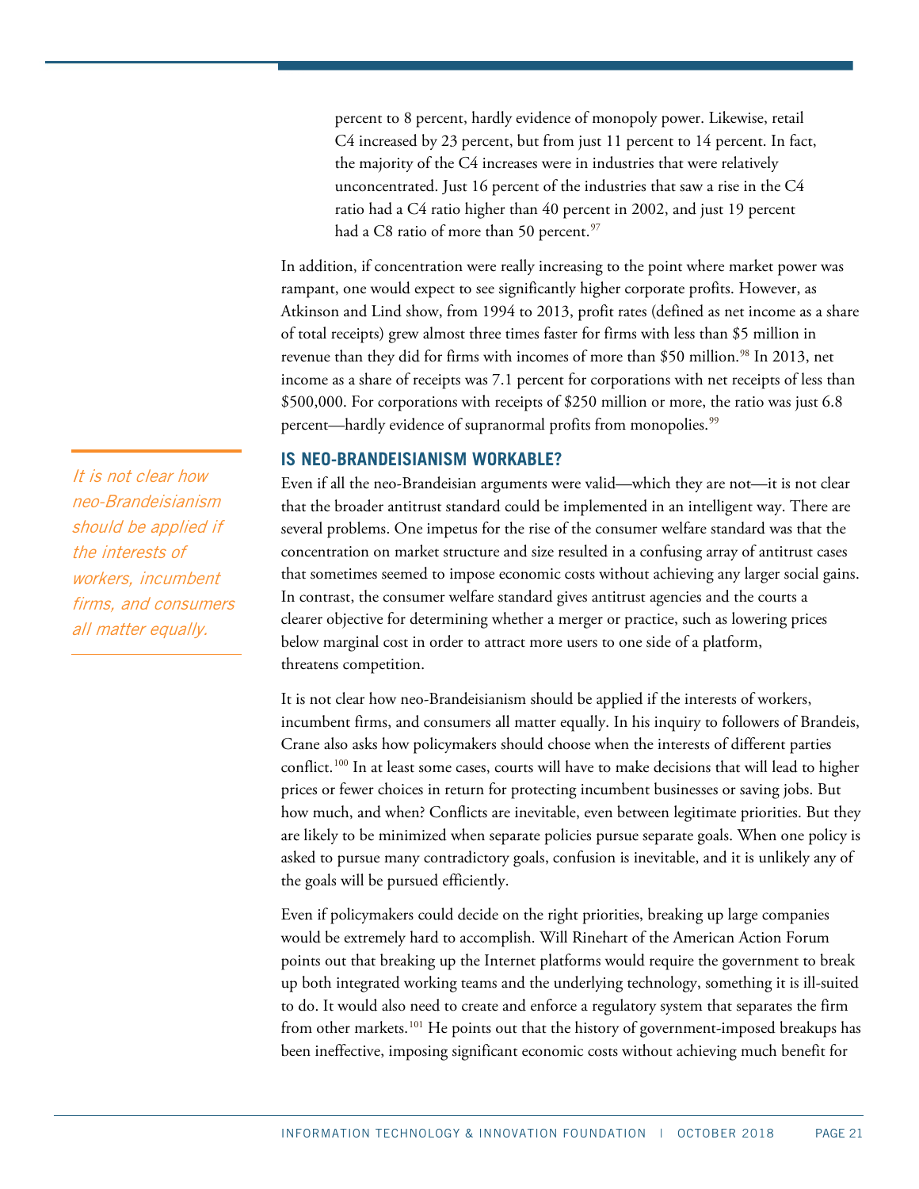> percent to 8 percent, hardly evidence of monopoly power. Likewise, retail C4 increased by 23 percent, but from just 11 percent to 14 percent. In fact, the majority of the C4 increases were in industries that were relatively unconcentrated. Just 16 percent of the industries that saw a rise in the C4 ratio had a C4 ratio higher than 40 percent in 2002, and just 19 percent had a C8 ratio of more than 50 percent.[97]

In addition, if concentration were really increasing to the point where market power was rampant, one would expect to see significantly higher corporate profits. However, as Atkinson and Lind show, from 1994 to 2013, profit rates (defined as net income as a share of total receipts) grew almost three times faster for firms with less than $5 million in revenue than they did for firms with incomes of more than $50 million.[98] In 2013, net income as a share of receipts was 7.1 percent for corporations with net receipts of less than $500,000. For corporations with receipts of $250 million or more, the ratio was just 6.8 percent—hardly evidence of supranormal profits from monopolies.[99]

## IS NEO-BRANDEISIANISM WORKABLE?

Even if all the neo-Brandeisian arguments were valid—which they are not—it is not clear that the broader antitrust standard could be implemented in an intelligent way. There are several problems. One impetus for the rise of the consumer welfare standard was that the concentration on market structure and size resulted in a confusing array of antitrust cases that sometimes seemed to impose economic costs without achieving any larger social gains. In contrast, the consumer welfare standard gives antitrust agencies and the courts a clearer objective for determining whether a merger or practice, such as lowering prices below marginal cost in order to attract more users to one side of a platform, threatens competition.

*It is not clear how neo-Brandeisianism should be applied if the interests of workers, incumbent firms, and consumers all matter equally.*

It is not clear how neo-Brandeisianism should be applied if the interests of workers, incumbent firms, and consumers all matter equally. In his inquiry to followers of Brandeis, Crane also asks how policymakers should choose when the interests of different parties conflict.[100] In at least some cases, courts will have to make decisions that will lead to higher prices or fewer choices in return for protecting incumbent businesses or saving jobs. But how much, and when? Conflicts are inevitable, even between legitimate priorities. But they are likely to be minimized when separate policies pursue separate goals. When one policy is asked to pursue many contradictory goals, confusion is inevitable, and it is unlikely any of the goals will be pursued efficiently.

Even if policymakers could decide on the right priorities, breaking up large companies would be extremely hard to accomplish. Will Rinehart of the American Action Forum points out that breaking up the Internet platforms would require the government to break up both integrated working teams and the underlying technology, something it is ill-suited to do. It would also need to create and enforce a regulatory system that separates the firm from other markets.[101] He points out that the history of government-imposed breakups has been ineffective, imposing significant economic costs without achieving much benefit for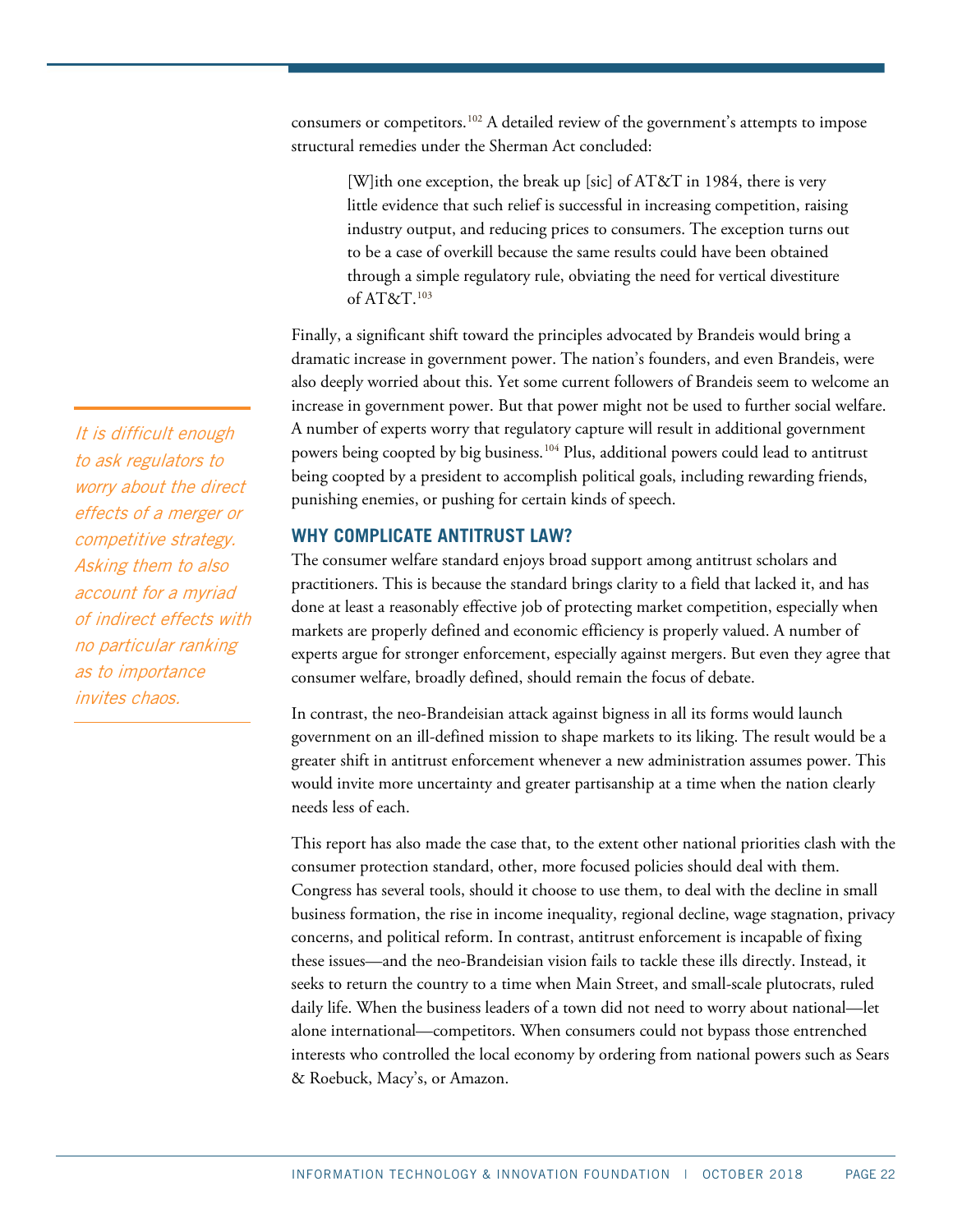consumers or competitors.[102] A detailed review of the government's attempts to impose structural remedies under the Sherman Act concluded:

> [W]ith one exception, the break up [sic] of AT&T in 1984, there is very little evidence that such relief is successful in increasing competition, raising industry output, and reducing prices to consumers. The exception turns out to be a case of overkill because the same results could have been obtained through a simple regulatory rule, obviating the need for vertical divestiture of AT&T.[103]

Finally, a significant shift toward the principles advocated by Brandeis would bring a dramatic increase in government power. The nation's founders, and even Brandeis, were also deeply worried about this. Yet some current followers of Brandeis seem to welcome an increase in government power. But that power might not be used to further social welfare. A number of experts worry that regulatory capture will result in additional government powers being coopted by big business.[104] Plus, additional powers could lead to antitrust being coopted by a president to accomplish political goals, including rewarding friends, punishing enemies, or pushing for certain kinds of speech.

*It is difficult enough to ask regulators to worry about the direct effects of a merger or competitive strategy. Asking them to also account for a myriad of indirect effects with no particular ranking as to importance invites chaos.*

## WHY COMPLICATE ANTITRUST LAW?

The consumer welfare standard enjoys broad support among antitrust scholars and practitioners. This is because the standard brings clarity to a field that lacked it, and has done at least a reasonably effective job of protecting market competition, especially when markets are properly defined and economic efficiency is properly valued. A number of experts argue for stronger enforcement, especially against mergers. But even they agree that consumer welfare, broadly defined, should remain the focus of debate.

In contrast, the neo-Brandeisian attack against bigness in all its forms would launch government on an ill-defined mission to shape markets to its liking. The result would be a greater shift in antitrust enforcement whenever a new administration assumes power. This would invite more uncertainty and greater partisanship at a time when the nation clearly needs less of each.

This report has also made the case that, to the extent other national priorities clash with the consumer protection standard, other, more focused policies should deal with them. Congress has several tools, should it choose to use them, to deal with the decline in small business formation, the rise in income inequality, regional decline, wage stagnation, privacy concerns, and political reform. In contrast, antitrust enforcement is incapable of fixing these issues—and the neo-Brandeisian vision fails to tackle these ills directly. Instead, it seeks to return the country to a time when Main Street, and small-scale plutocrats, ruled daily life. When the business leaders of a town did not need to worry about national—let alone international—competitors. When consumers could not bypass those entrenched interests who controlled the local economy by ordering from national powers such as Sears & Roebuck, Macy's, or Amazon.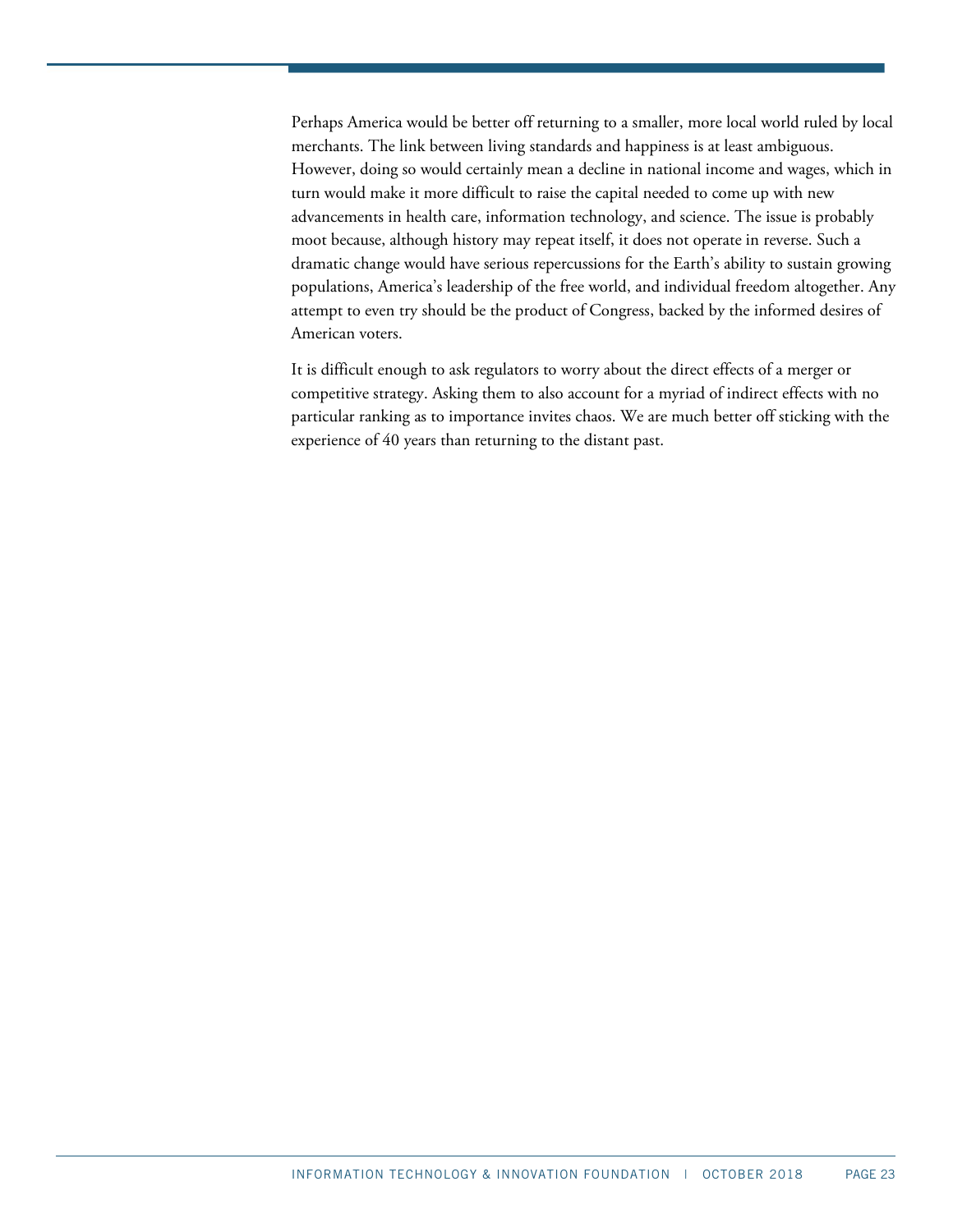Perhaps America would be better off returning to a smaller, more local world ruled by local merchants. The link between living standards and happiness is at least ambiguous. However, doing so would certainly mean a decline in national income and wages, which in turn would make it more difficult to raise the capital needed to come up with new advancements in health care, information technology, and science. The issue is probably moot because, although history may repeat itself, it does not operate in reverse. Such a dramatic change would have serious repercussions for the Earth's ability to sustain growing populations, America's leadership of the free world, and individual freedom altogether. Any attempt to even try should be the product of Congress, backed by the informed desires of American voters.

It is difficult enough to ask regulators to worry about the direct effects of a merger or competitive strategy. Asking them to also account for a myriad of indirect effects with no particular ranking as to importance invites chaos. We are much better off sticking with the experience of 40 years than returning to the distant past.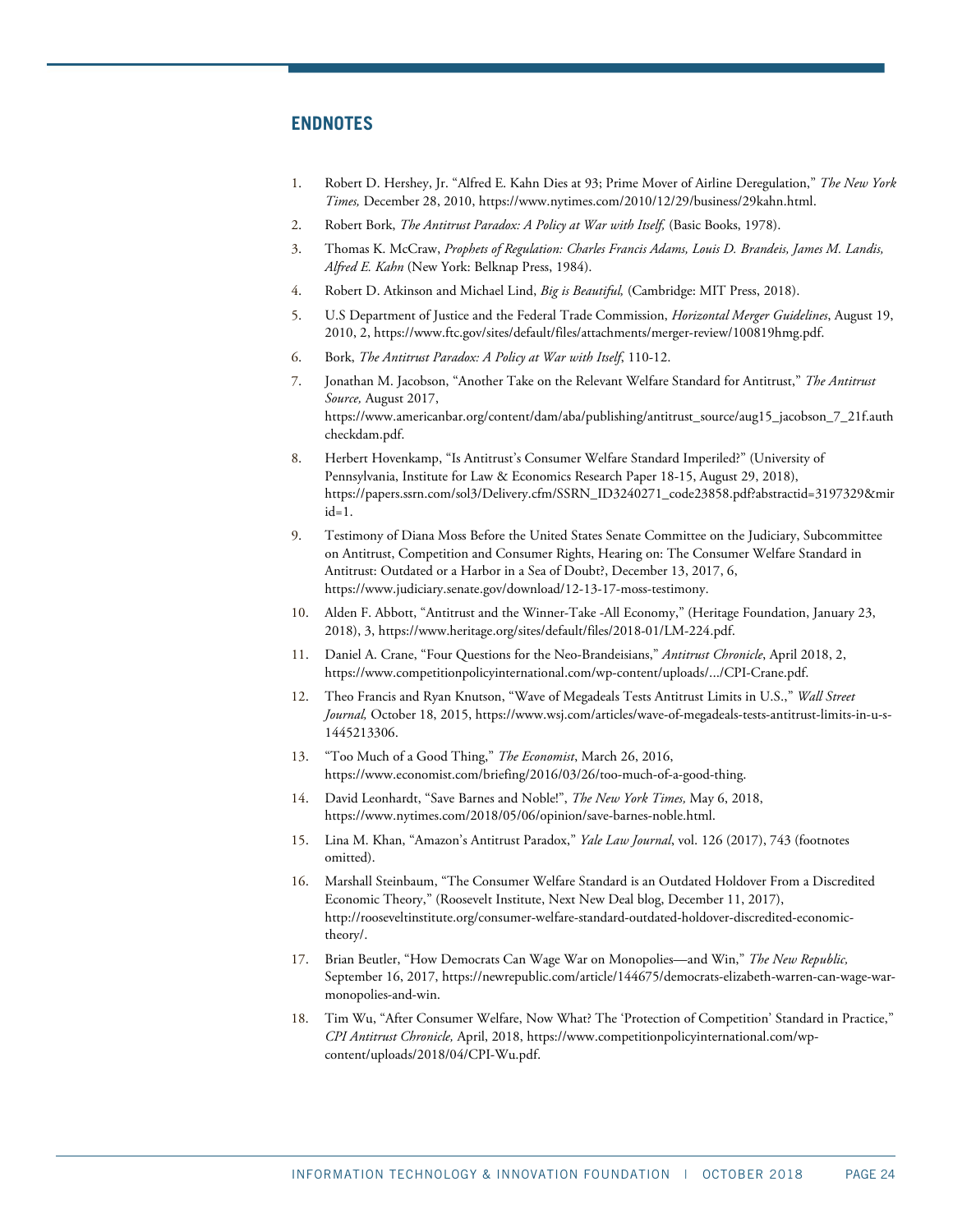## ENDNOTES

1. Robert D. Hershey, Jr. "Alfred E. Kahn Dies at 93; Prime Mover of Airline Deregulation," *The New York Times,* December 28, 2010, https://www.nytimes.com/2010/12/29/business/29kahn.html.
2. Robert Bork, *The Antitrust Paradox: A Policy at War with Itself,* (Basic Books, 1978).
3. Thomas K. McCraw, *Prophets of Regulation: Charles Francis Adams, Louis D. Brandeis, James M. Landis, Alfred E. Kahn* (New York: Belknap Press, 1984).
4. Robert D. Atkinson and Michael Lind, *Big is Beautiful,* (Cambridge: MIT Press, 2018).
5. U.S Department of Justice and the Federal Trade Commission, *Horizontal Merger Guidelines*, August 19, 2010, 2, https://www.ftc.gov/sites/default/files/attachments/merger-review/100819hmg.pdf.
6. Bork, *The Antitrust Paradox: A Policy at War with Itself*, 110-12.
7. Jonathan M. Jacobson, "Another Take on the Relevant Welfare Standard for Antitrust," *The Antitrust Source,* August 2017, https://www.americanbar.org/content/dam/aba/publishing/antitrust_source/aug15_jacobson_7_21f.authcheckdam.pdf.
8. Herbert Hovenkamp, "Is Antitrust's Consumer Welfare Standard Imperiled?" (University of Pennsylvania, Institute for Law & Economics Research Paper 18-15, August 29, 2018), https://papers.ssrn.com/sol3/Delivery.cfm/SSRN_ID3240271_code23858.pdf?abstractid=3197329&mirid=1.
9. Testimony of Diana Moss Before the United States Senate Committee on the Judiciary, Subcommittee on Antitrust, Competition and Consumer Rights, Hearing on: The Consumer Welfare Standard in Antitrust: Outdated or a Harbor in a Sea of Doubt?, December 13, 2017, 6, https://www.judiciary.senate.gov/download/12-13-17-moss-testimony.
10. Alden F. Abbott, "Antitrust and the Winner-Take -All Economy," (Heritage Foundation, January 23, 2018), 3, https://www.heritage.org/sites/default/files/2018-01/LM-224.pdf.
11. Daniel A. Crane, "Four Questions for the Neo-Brandeisians," *Antitrust Chronicle*, April 2018, 2, https://www.competitionpolicyinternational.com/wp-content/uploads/.../CPI-Crane.pdf.
12. Theo Francis and Ryan Knutson, "Wave of Megadeals Tests Antitrust Limits in U.S.," *Wall Street Journal,* October 18, 2015, https://www.wsj.com/articles/wave-of-megadeals-tests-antitrust-limits-in-u-s-1445213306.
13. "Too Much of a Good Thing," *The Economist*, March 26, 2016, https://www.economist.com/briefing/2016/03/26/too-much-of-a-good-thing.
14. David Leonhardt, "Save Barnes and Noble!", *The New York Times,* May 6, 2018, https://www.nytimes.com/2018/05/06/opinion/save-barnes-noble.html.
15. Lina M. Khan, "Amazon's Antitrust Paradox," *Yale Law Journal*, vol. 126 (2017), 743 (footnotes omitted).
16. Marshall Steinbaum, "The Consumer Welfare Standard is an Outdated Holdover From a Discredited Economic Theory," (Roosevelt Institute, Next New Deal blog, December 11, 2017), http://rooseveltinstitute.org/consumer-welfare-standard-outdated-holdover-discredited-economic-theory/.
17. Brian Beutler, "How Democrats Can Wage War on Monopolies—and Win," *The New Republic,* September 16, 2017, https://newrepublic.com/article/144675/democrats-elizabeth-warren-can-wage-war-monopolies-and-win.
18. Tim Wu, "After Consumer Welfare, Now What? The 'Protection of Competition' Standard in Practice," *CPI Antitrust Chronicle,* April, 2018, https://www.competitionpolicyinternational.com/wp-content/uploads/2018/04/CPI-Wu.pdf.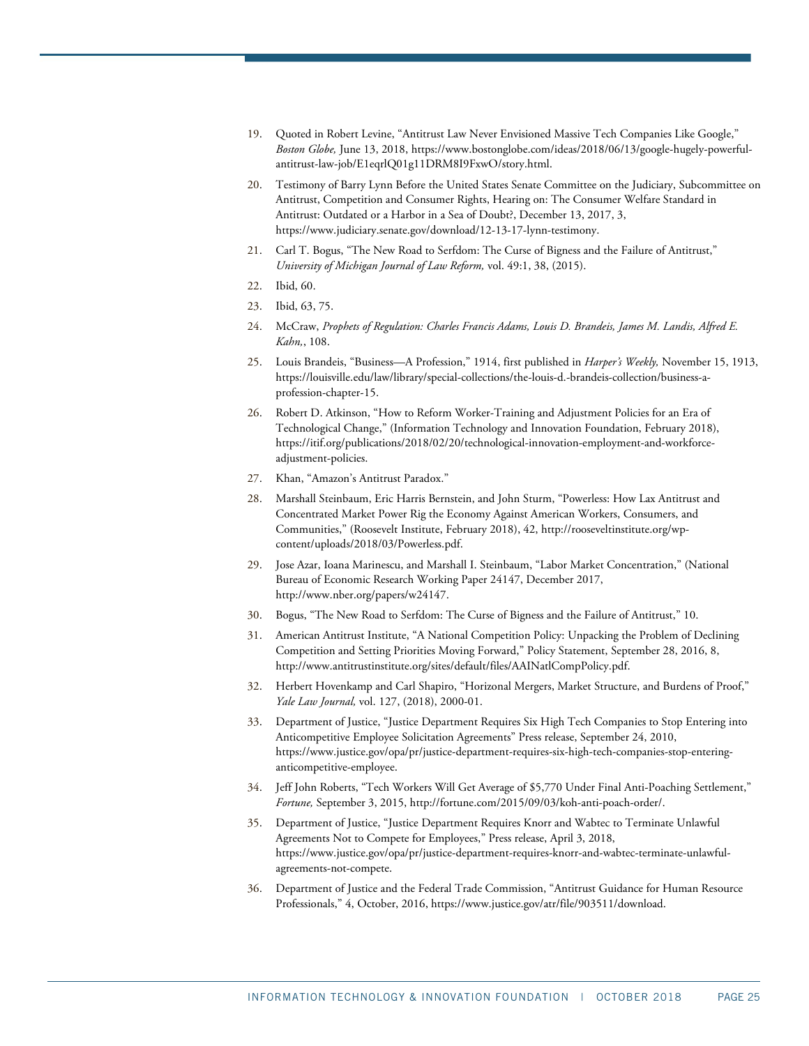19. Quoted in Robert Levine, "Antitrust Law Never Envisioned Massive Tech Companies Like Google," *Boston Globe,* June 13, 2018, https://www.bostonglobe.com/ideas/2018/06/13/google-hugely-powerful-antitrust-law-job/E1eqrlQ01g11DRM8I9FxwO/story.html.

20. Testimony of Barry Lynn Before the United States Senate Committee on the Judiciary, Subcommittee on Antitrust, Competition and Consumer Rights, Hearing on: The Consumer Welfare Standard in Antitrust: Outdated or a Harbor in a Sea of Doubt?, December 13, 2017, 3, https://www.judiciary.senate.gov/download/12-13-17-lynn-testimony.

21. Carl T. Bogus, "The New Road to Serfdom: The Curse of Bigness and the Failure of Antitrust," *University of Michigan Journal of Law Reform,* vol. 49:1, 38, (2015).

22. Ibid, 60.

23. Ibid, 63, 75.

24. McCraw, *Prophets of Regulation: Charles Francis Adams, Louis D. Brandeis, James M. Landis, Alfred E. Kahn,*, 108.

25. Louis Brandeis, "Business—A Profession," 1914, first published in *Harper's Weekly,* November 15, 1913, https://louisville.edu/law/library/special-collections/the-louis-d.-brandeis-collection/business-a-profession-chapter-15.

26. Robert D. Atkinson, "How to Reform Worker-Training and Adjustment Policies for an Era of Technological Change," (Information Technology and Innovation Foundation, February 2018), https://itif.org/publications/2018/02/20/technological-innovation-employment-and-workforce-adjustment-policies.

27. Khan, "Amazon's Antitrust Paradox."

28. Marshall Steinbaum, Eric Harris Bernstein, and John Sturm, "Powerless: How Lax Antitrust and Concentrated Market Power Rig the Economy Against American Workers, Consumers, and Communities," (Roosevelt Institute, February 2018), 42, http://rooseveltinstitute.org/wp-content/uploads/2018/03/Powerless.pdf.

29. Jose Azar, Ioana Marinescu, and Marshall I. Steinbaum, "Labor Market Concentration," (National Bureau of Economic Research Working Paper 24147, December 2017, http://www.nber.org/papers/w24147.

30. Bogus, "The New Road to Serfdom: The Curse of Bigness and the Failure of Antitrust," 10.

31. American Antitrust Institute, "A National Competition Policy: Unpacking the Problem of Declining Competition and Setting Priorities Moving Forward," Policy Statement, September 28, 2016, 8, http://www.antitrustinstitute.org/sites/default/files/AAINatlCompPolicy.pdf.

32. Herbert Hovenkamp and Carl Shapiro, "Horizonal Mergers, Market Structure, and Burdens of Proof," *Yale Law Journal,* vol. 127, (2018), 2000-01.

33. Department of Justice, "Justice Department Requires Six High Tech Companies to Stop Entering into Anticompetitive Employee Solicitation Agreements" Press release, September 24, 2010, https://www.justice.gov/opa/pr/justice-department-requires-six-high-tech-companies-stop-entering-anticompetitive-employee.

34. Jeff John Roberts, "Tech Workers Will Get Average of $5,770 Under Final Anti-Poaching Settlement," *Fortune,* September 3, 2015, http://fortune.com/2015/09/03/koh-anti-poach-order/.

35. Department of Justice, "Justice Department Requires Knorr and Wabtec to Terminate Unlawful Agreements Not to Compete for Employees," Press release, April 3, 2018, https://www.justice.gov/opa/pr/justice-department-requires-knorr-and-wabtec-terminate-unlawful-agreements-not-compete.

36. Department of Justice and the Federal Trade Commission, "Antitrust Guidance for Human Resource Professionals," 4, October, 2016, https://www.justice.gov/atr/file/903511/download.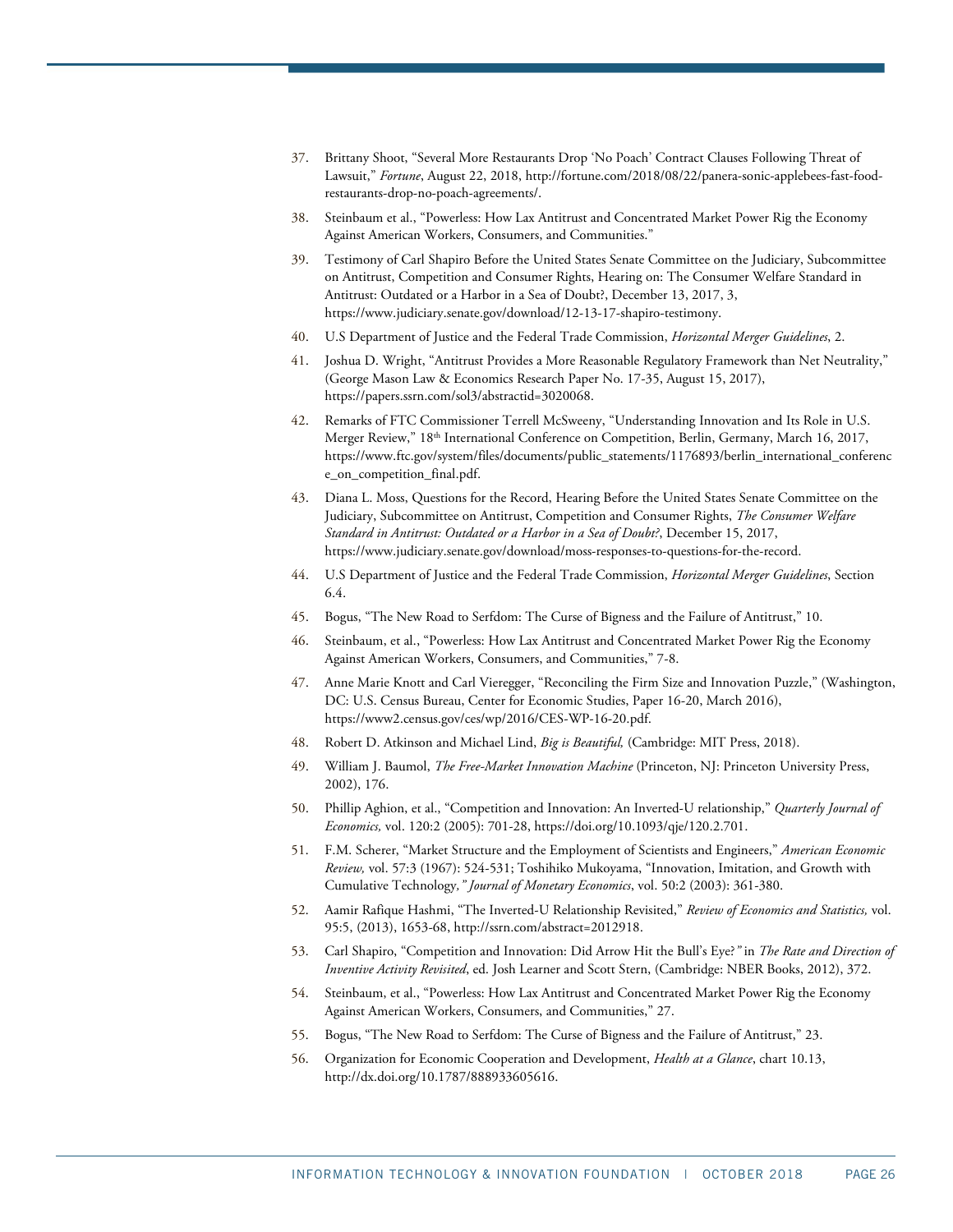37. Brittany Shoot, “Several More Restaurants Drop ‘No Poach’ Contract Clauses Following Threat of Lawsuit,” *Fortune*, August 22, 2018, http://fortune.com/2018/08/22/panera-sonic-applebees-fast-food-restaurants-drop-no-poach-agreements/.
38. Steinbaum et al., “Powerless: How Lax Antitrust and Concentrated Market Power Rig the Economy Against American Workers, Consumers, and Communities.”
39. Testimony of Carl Shapiro Before the United States Senate Committee on the Judiciary, Subcommittee on Antitrust, Competition and Consumer Rights, Hearing on: The Consumer Welfare Standard in Antitrust: Outdated or a Harbor in a Sea of Doubt?, December 13, 2017, 3, https://www.judiciary.senate.gov/download/12-13-17-shapiro-testimony.
40. U.S Department of Justice and the Federal Trade Commission, *Horizontal Merger Guidelines*, 2.
41. Joshua D. Wright, “Antitrust Provides a More Reasonable Regulatory Framework than Net Neutrality,” (George Mason Law & Economics Research Paper No. 17-35, August 15, 2017), https://papers.ssrn.com/sol3/abstractid=3020068.
42. Remarks of FTC Commissioner Terrell McSweeny, “Understanding Innovation and Its Role in U.S. Merger Review,” 18th International Conference on Competition, Berlin, Germany, March 16, 2017, https://www.ftc.gov/system/files/documents/public_statements/1176893/berlin_international_conference_on_competition_final.pdf.
43. Diana L. Moss, Questions for the Record, Hearing Before the United States Senate Committee on the Judiciary, Subcommittee on Antitrust, Competition and Consumer Rights, *The Consumer Welfare Standard in Antitrust: Outdated or a Harbor in a Sea of Doubt?*, December 15, 2017, https://www.judiciary.senate.gov/download/moss-responses-to-questions-for-the-record.
44. U.S Department of Justice and the Federal Trade Commission, *Horizontal Merger Guidelines*, Section 6.4.
45. Bogus, “The New Road to Serfdom: The Curse of Bigness and the Failure of Antitrust,” 10.
46. Steinbaum, et al., “Powerless: How Lax Antitrust and Concentrated Market Power Rig the Economy Against American Workers, Consumers, and Communities,” 7-8.
47. Anne Marie Knott and Carl Vieregger, “Reconciling the Firm Size and Innovation Puzzle,” (Washington, DC: U.S. Census Bureau, Center for Economic Studies, Paper 16-20, March 2016), https://www2.census.gov/ces/wp/2016/CES-WP-16-20.pdf.
48. Robert D. Atkinson and Michael Lind, *Big is Beautiful,* (Cambridge: MIT Press, 2018).
49. William J. Baumol, *The Free-Market Innovation Machine* (Princeton, NJ: Princeton University Press, 2002), 176.
50. Phillip Aghion, et al., “Competition and Innovation: An Inverted-U relationship,” *Quarterly Journal of Economics,* vol. 120:2 (2005): 701-28, https://doi.org/10.1093/qje/120.2.701.
51. F.M. Scherer, “Market Structure and the Employment of Scientists and Engineers,” *American Economic Review,* vol. 57:3 (1967): 524-531; Toshihiko Mukoyama, “Innovation, Imitation, and Growth with Cumulative Technology,” *Journal of Monetary Economics*, vol. 50:2 (2003): 361-380.
52. Aamir Rafique Hashmi, “The Inverted-U Relationship Revisited,” *Review of Economics and Statistics,* vol. 95:5, (2013), 1653-68, http://ssrn.com/abstract=2012918.
53. Carl Shapiro, “Competition and Innovation: Did Arrow Hit the Bull’s Eye?” in *The Rate and Direction of Inventive Activity Revisited*, ed. Josh Learner and Scott Stern, (Cambridge: NBER Books, 2012), 372.
54. Steinbaum, et al., “Powerless: How Lax Antitrust and Concentrated Market Power Rig the Economy Against American Workers, Consumers, and Communities,” 27.
55. Bogus, “The New Road to Serfdom: The Curse of Bigness and the Failure of Antitrust,” 23.
56. Organization for Economic Cooperation and Development, *Health at a Glance*, chart 10.13, http://dx.doi.org/10.1787/888933605616.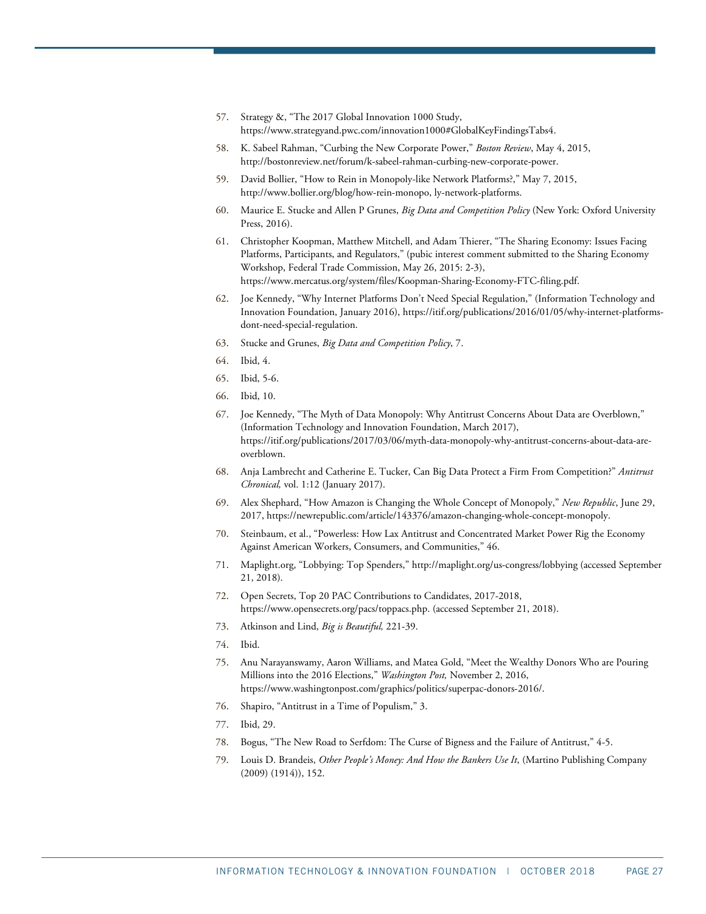57. Strategy &, "The 2017 Global Innovation 1000 Study, https://www.strategyand.pwc.com/innovation1000#GlobalKeyFindingsTabs4.
58. K. Sabeel Rahman, "Curbing the New Corporate Power," *Boston Review*, May 4, 2015, http://bostonreview.net/forum/k-sabeel-rahman-curbing-new-corporate-power.
59. David Bollier, "How to Rein in Monopoly-like Network Platforms?," May 7, 2015, http://www.bollier.org/blog/how-rein-monopo, ly-network-platforms.
60. Maurice E. Stucke and Allen P Grunes, *Big Data and Competition Policy* (New York: Oxford University Press, 2016).
61. Christopher Koopman, Matthew Mitchell, and Adam Thierer, "The Sharing Economy: Issues Facing Platforms, Participants, and Regulators," (pubic interest comment submitted to the Sharing Economy Workshop, Federal Trade Commission, May 26, 2015: 2-3), https://www.mercatus.org/system/files/Koopman-Sharing-Economy-FTC-filing.pdf.
62. Joe Kennedy, "Why Internet Platforms Don't Need Special Regulation," (Information Technology and Innovation Foundation, January 2016), https://itif.org/publications/2016/01/05/why-internet-platforms-dont-need-special-regulation.
63. Stucke and Grunes, *Big Data and Competition Policy*, 7.
64. Ibid, 4.
65. Ibid, 5-6.
66. Ibid, 10.
67. Joe Kennedy, "The Myth of Data Monopoly: Why Antitrust Concerns About Data are Overblown," (Information Technology and Innovation Foundation, March 2017), https://itif.org/publications/2017/03/06/myth-data-monopoly-why-antitrust-concerns-about-data-are-overblown.
68. Anja Lambrecht and Catherine E. Tucker, Can Big Data Protect a Firm From Competition?" *Antitrust Chronical,* vol. 1:12 (January 2017).
69. Alex Shephard, "How Amazon is Changing the Whole Concept of Monopoly," *New Republic*, June 29, 2017, https://newrepublic.com/article/143376/amazon-changing-whole-concept-monopoly.
70. Steinbaum, et al., "Powerless: How Lax Antitrust and Concentrated Market Power Rig the Economy Against American Workers, Consumers, and Communities," 46.
71. Maplight.org, "Lobbying: Top Spenders," http://maplight.org/us-congress/lobbying (accessed September 21, 2018).
72. Open Secrets, Top 20 PAC Contributions to Candidates, 2017-2018, https://www.opensecrets.org/pacs/toppacs.php. (accessed September 21, 2018).
73. Atkinson and Lind, *Big is Beautiful,* 221-39.
74. Ibid.
75. Anu Narayanswamy, Aaron Williams, and Matea Gold, "Meet the Wealthy Donors Who are Pouring Millions into the 2016 Elections," *Washington Post,* November 2, 2016, https://www.washingtonpost.com/graphics/politics/superpac-donors-2016/.
76. Shapiro, "Antitrust in a Time of Populism," 3.
77. Ibid, 29.
78. Bogus, "The New Road to Serfdom: The Curse of Bigness and the Failure of Antitrust," 4-5.
79. Louis D. Brandeis, *Other People's Money: And How the Bankers Use It*, (Martino Publishing Company (2009) (1914)), 152.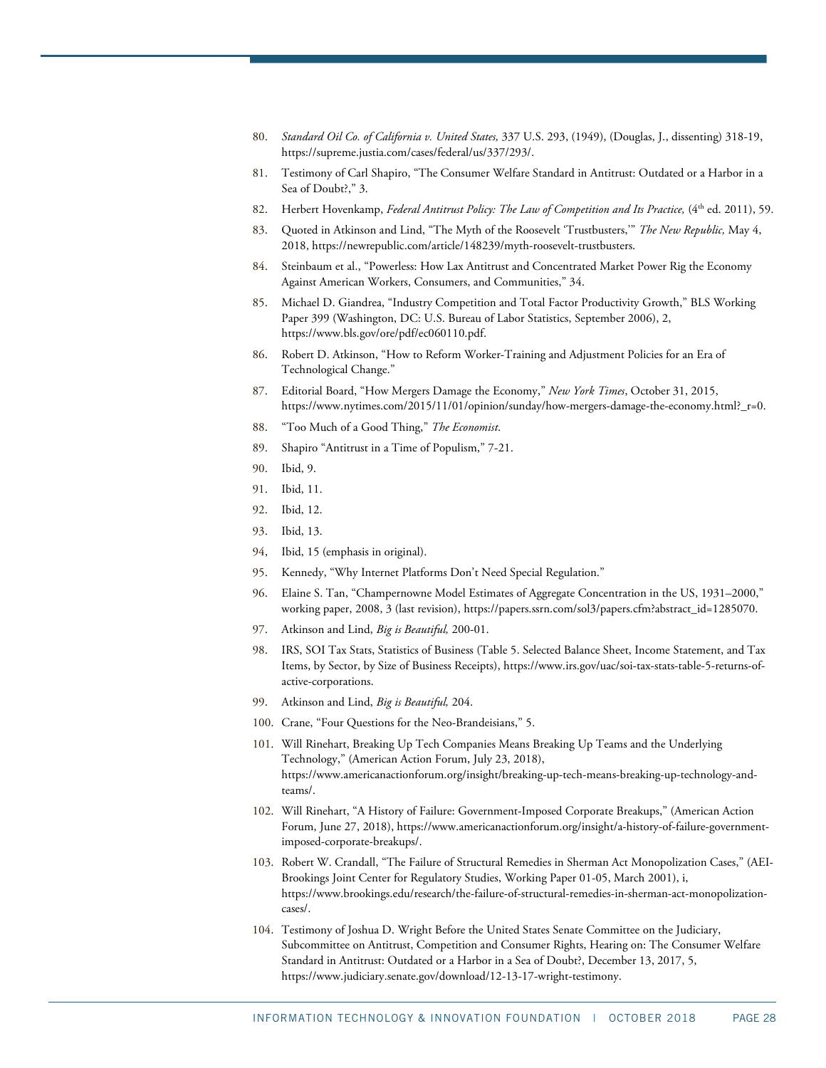80. *Standard Oil Co. of California v. United States,* 337 U.S. 293, (1949), (Douglas, J., dissenting) 318-19, https://supreme.justia.com/cases/federal/us/337/293/.
81. Testimony of Carl Shapiro, "The Consumer Welfare Standard in Antitrust: Outdated or a Harbor in a Sea of Doubt?," 3.
82. Herbert Hovenkamp, *Federal Antitrust Policy: The Law of Competition and Its Practice,* (4th ed. 2011), 59.
83. Quoted in Atkinson and Lind, "The Myth of the Roosevelt 'Trustbusters,'" *The New Republic,* May 4, 2018, https://newrepublic.com/article/148239/myth-roosevelt-trustbusters.
84. Steinbaum et al., "Powerless: How Lax Antitrust and Concentrated Market Power Rig the Economy Against American Workers, Consumers, and Communities," 34.
85. Michael D. Giandrea, "Industry Competition and Total Factor Productivity Growth," BLS Working Paper 399 (Washington, DC: U.S. Bureau of Labor Statistics, September 2006), 2, https://www.bls.gov/ore/pdf/ec060110.pdf.
86. Robert D. Atkinson, "How to Reform Worker-Training and Adjustment Policies for an Era of Technological Change."
87. Editorial Board, "How Mergers Damage the Economy," *New York Times*, October 31, 2015, https://www.nytimes.com/2015/11/01/opinion/sunday/how-mergers-damage-the-economy.html?_r=0.
88. "Too Much of a Good Thing," *The Economist*.
89. Shapiro "Antitrust in a Time of Populism," 7-21.
90. Ibid, 9.
91. Ibid, 11.
92. Ibid, 12.
93. Ibid, 13.
94, Ibid, 15 (emphasis in original).
95. Kennedy, "Why Internet Platforms Don't Need Special Regulation."
96. Elaine S. Tan, "Champernowne Model Estimates of Aggregate Concentration in the US, 1931–2000," working paper, 2008, 3 (last revision), https://papers.ssrn.com/sol3/papers.cfm?abstract_id=1285070.
97. Atkinson and Lind, *Big is Beautiful,* 200-01.
98. IRS, SOI Tax Stats, Statistics of Business (Table 5. Selected Balance Sheet, Income Statement, and Tax Items, by Sector, by Size of Business Receipts), https://www.irs.gov/uac/soi-tax-stats-table-5-returns-of-active-corporations.
99. Atkinson and Lind, *Big is Beautiful,* 204.
100. Crane, "Four Questions for the Neo-Brandeisians," 5.
101. Will Rinehart, Breaking Up Tech Companies Means Breaking Up Teams and the Underlying Technology," (American Action Forum, July 23, 2018), https://www.americanactionforum.org/insight/breaking-up-tech-means-breaking-up-technology-and-teams/.
102. Will Rinehart, "A History of Failure: Government-Imposed Corporate Breakups," (American Action Forum, June 27, 2018), https://www.americanactionforum.org/insight/a-history-of-failure-government-imposed-corporate-breakups/.
103. Robert W. Crandall, "The Failure of Structural Remedies in Sherman Act Monopolization Cases," (AEI-Brookings Joint Center for Regulatory Studies, Working Paper 01-05, March 2001), i, https://www.brookings.edu/research/the-failure-of-structural-remedies-in-sherman-act-monopolization-cases/.
104. Testimony of Joshua D. Wright Before the United States Senate Committee on the Judiciary, Subcommittee on Antitrust, Competition and Consumer Rights, Hearing on: The Consumer Welfare Standard in Antitrust: Outdated or a Harbor in a Sea of Doubt?, December 13, 2017, 5, https://www.judiciary.senate.gov/download/12-13-17-wright-testimony.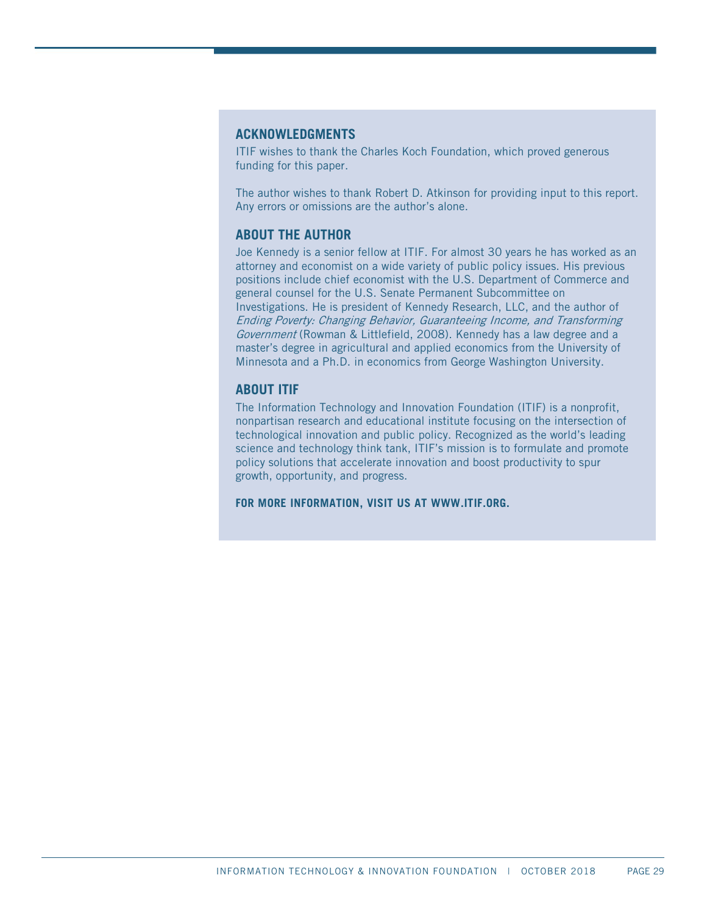## ACKNOWLEDGMENTS

ITIF wishes to thank the Charles Koch Foundation, which proved generous funding for this paper.

The author wishes to thank Robert D. Atkinson for providing input to this report. Any errors or omissions are the author's alone.

## ABOUT THE AUTHOR

Joe Kennedy is a senior fellow at ITIF. For almost 30 years he has worked as an attorney and economist on a wide variety of public policy issues. His previous positions include chief economist with the U.S. Department of Commerce and general counsel for the U.S. Senate Permanent Subcommittee on Investigations. He is president of Kennedy Research, LLC, and the author of *Ending Poverty: Changing Behavior, Guaranteeing Income, and Transforming Government* (Rowman & Littlefield, 2008). Kennedy has a law degree and a master's degree in agricultural and applied economics from the University of Minnesota and a Ph.D. in economics from George Washington University.

## ABOUT ITIF

The Information Technology and Innovation Foundation (ITIF) is a nonprofit, nonpartisan research and educational institute focusing on the intersection of technological innovation and public policy. Recognized as the world's leading science and technology think tank, ITIF's mission is to formulate and promote policy solutions that accelerate innovation and boost productivity to spur growth, opportunity, and progress.

**FOR MORE INFORMATION, VISIT US AT WWW.ITIF.ORG.**